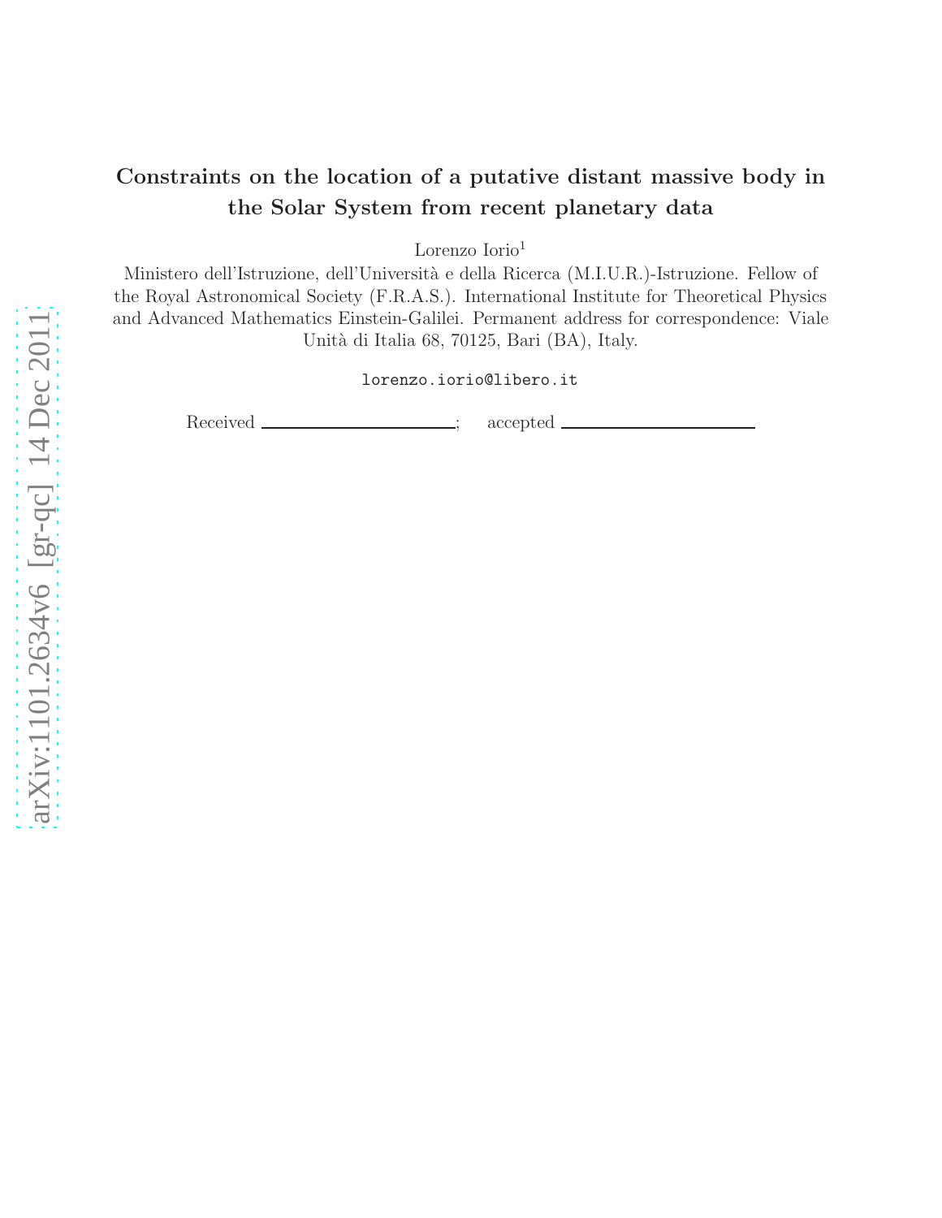# Constraints on the location of a putative distant massive body in the Solar System from recent planetary data

Lorenzo Iorio[1]

Ministero dell'Istruzione, dell'Università e della Ricerca (M.I.U.R.)-Istruzione. Fellow of the Royal Astronomical Society (F.R.A.S.). International Institute for Theoretical Physics and Advanced Mathematics Einstein-Galilei. Permanent address for correspondence: Viale Unità di Italia 68, 70125, Bari (BA), Italy.

lorenzo.iorio@libero.it

Received ______________________; accepted ______________________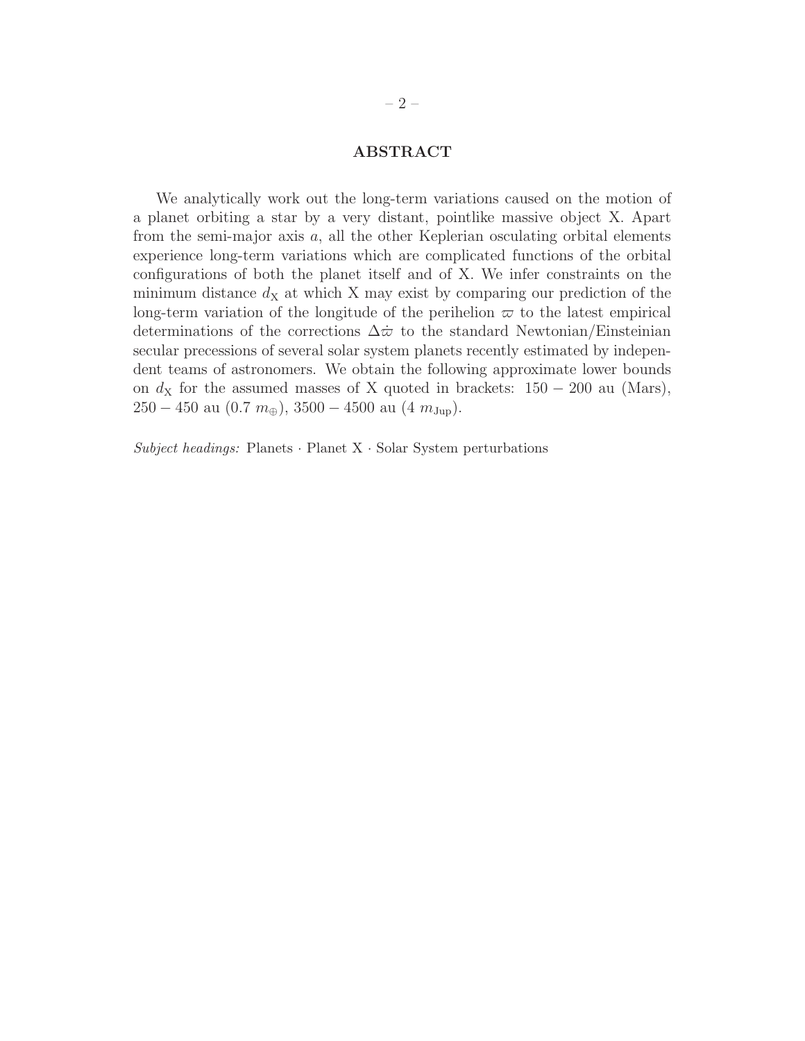## ABSTRACT

We analytically work out the long-term variations caused on the motion of a planet orbiting a star by a very distant, pointlike massive object X. Apart from the semi-major axis $a$, all the other Keplerian osculating orbital elements experience long-term variations which are complicated functions of the orbital configurations of both the planet itself and of X. We infer constraints on the minimum distance $d_{\rm X}$ at which X may exist by comparing our prediction of the long-term variation of the longitude of the perihelion $\varpi$ to the latest empirical determinations of the corrections $\Delta\dot{\varpi}$ to the standard Newtonian/Einsteinian secular precessions of several solar system planets recently estimated by independent teams of astronomers. We obtain the following approximate lower bounds on $d_{\rm X}$ for the assumed masses of X quoted in brackets: $150 - 200$ au (Mars), $250 - 450$ au ($0.7\ m_{\oplus}$), $3500 - 4500$ au ($4\ m_{\rm Jup}$).

*Subject headings:* Planets · Planet X · Solar System perturbations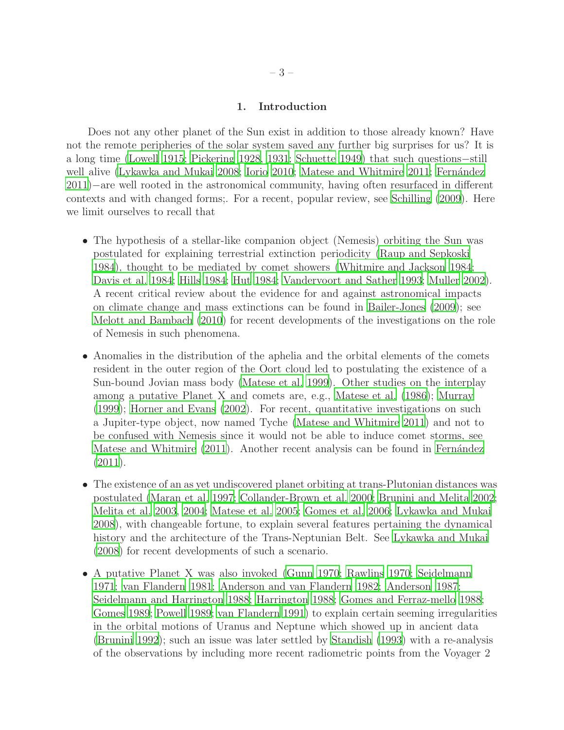## 1. Introduction

Does not any other planet of the Sun exist in addition to those already known? Have not the remote peripheries of the solar system saved any further big surprises for us? It is a long time (Lowell 1915; Pickering 1928, 1931; Schuette 1949) that such questions−still well alive (Lykawka and Mukai 2008; Iorio 2010; Matese and Whitmire 2011; Fernández 2011)−are well rooted in the astronomical community, having often resurfaced in different contexts and with changed forms;. For a recent, popular review, see Schilling (2009). Here we limit ourselves to recall that

- The hypothesis of a stellar-like companion object (Nemesis) orbiting the Sun was postulated for explaining terrestrial extinction periodicity (Raup and Sepkoski 1984), thought to be mediated by comet showers (Whitmire and Jackson 1984; Davis et al. 1984; Hills 1984; Hut 1984; Vandervoort and Sather 1993; Muller 2002). A recent critical review about the evidence for and against astronomical impacts on climate change and mass extinctions can be found in Bailer-Jones (2009); see Melott and Bambach (2010) for recent developments of the investigations on the role of Nemesis in such phenomena.

- Anomalies in the distribution of the aphelia and the orbital elements of the comets resident in the outer region of the Oort cloud led to postulating the existence of a Sun-bound Jovian mass body (Matese et al. 1999). Other studies on the interplay among a putative Planet X and comets are, e.g., Matese et al. (1986); Murray (1999); Horner and Evans (2002). For recent, quantitative investigations on such a Jupiter-type object, now named Tyche (Matese and Whitmire 2011) and not to be confused with Nemesis since it would not be able to induce comet storms, see Matese and Whitmire (2011). Another recent analysis can be found in Fernández (2011).

- The existence of an as yet undiscovered planet orbiting at trans-Plutonian distances was postulated (Maran et al. 1997; Collander-Brown et al. 2000; Brunini and Melita 2002; Melita et al. 2003, 2004; Matese et al. 2005; Gomes et al. 2006; Lykawka and Mukai 2008), with changeable fortune, to explain several features pertaining the dynamical history and the architecture of the Trans-Neptunian Belt. See Lykawka and Mukai (2008) for recent developments of such a scenario.

- A putative Planet X was also invoked (Gunn 1970; Rawlins 1970; Seidelmann 1971; van Flandern 1981; Anderson and van Flandern 1982; Anderson 1987; Seidelmann and Harrington 1988; Harrington 1988; Gomes and Ferraz-mello 1988; Gomes 1989; Powell 1989; van Flandern 1991) to explain certain seeming irregularities in the orbital motions of Uranus and Neptune which showed up in ancient data (Brunini 1992); such an issue was later settled by Standish (1993) with a re-analysis of the observations by including more recent radiometric points from the Voyager 2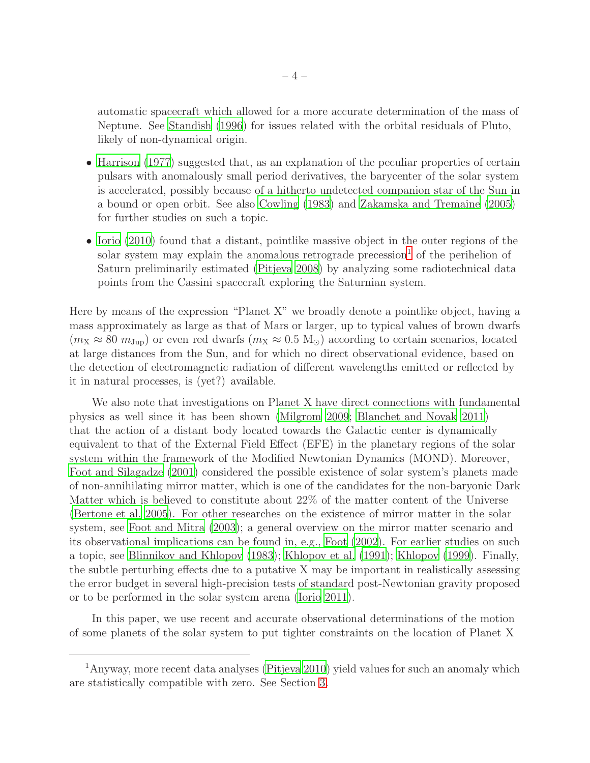automatic spacecraft which allowed for a more accurate determination of the mass of Neptune. See Standish (1996) for issues related with the orbital residuals of Pluto, likely of non-dynamical origin.

- Harrison (1977) suggested that, as an explanation of the peculiar properties of certain pulsars with anomalously small period derivatives, the barycenter of the solar system is accelerated, possibly because of a hitherto undetected companion star of the Sun in a bound or open orbit. See also Cowling (1983) and Zakamska and Tremaine (2005) for further studies on such a topic.

- Iorio (2010) found that a distant, pointlike massive object in the outer regions of the solar system may explain the anomalous retrograde precession[1] of the perihelion of Saturn preliminarily estimated (Pitjeva 2008) by analyzing some radiotechnical data points from the Cassini spacecraft exploring the Saturnian system.

Here by means of the expression "Planet X" we broadly denote a pointlike object, having a mass approximately as large as that of Mars or larger, up to typical values of brown dwarfs ($m_{\rm X} \approx 80\ m_{\rm Jup}$) or even red dwarfs ($m_{\rm X} \approx 0.5\ {\rm M}_{\odot}$) according to certain scenarios, located at large distances from the Sun, and for which no direct observational evidence, based on the detection of electromagnetic radiation of different wavelengths emitted or reflected by it in natural processes, is (yet?) available.

We also note that investigations on Planet X have direct connections with fundamental physics as well since it has been shown (Milgrom 2009; Blanchet and Novak 2011) that the action of a distant body located towards the Galactic center is dynamically equivalent to that of the External Field Effect (EFE) in the planetary regions of the solar system within the framework of the Modified Newtonian Dynamics (MOND). Moreover, Foot and Silagadze (2001) considered the possible existence of solar system's planets made of non-annihilating mirror matter, which is one of the candidates for the non-baryonic Dark Matter which is believed to constitute about 22% of the matter content of the Universe (Bertone et al. 2005). For other researches on the existence of mirror matter in the solar system, see Foot and Mitra (2003); a general overview on the mirror matter scenario and its observational implications can be found in, e.g., Foot (2002). For earlier studies on such a topic, see Blinnikov and Khlopov (1983); Khlopov et al. (1991); Khlopov (1999). Finally, the subtle perturbing effects due to a putative X may be important in realistically assessing the error budget in several high-precision tests of standard post-Newtonian gravity proposed or to be performed in the solar system arena (Iorio 2011).

In this paper, we use recent and accurate observational determinations of the motion of some planets of the solar system to put tighter constraints on the location of Planet X

[1] Anyway, more recent data analyses (Pitjeva 2010) yield values for such an anomaly which are statistically compatible with zero. See Section 3.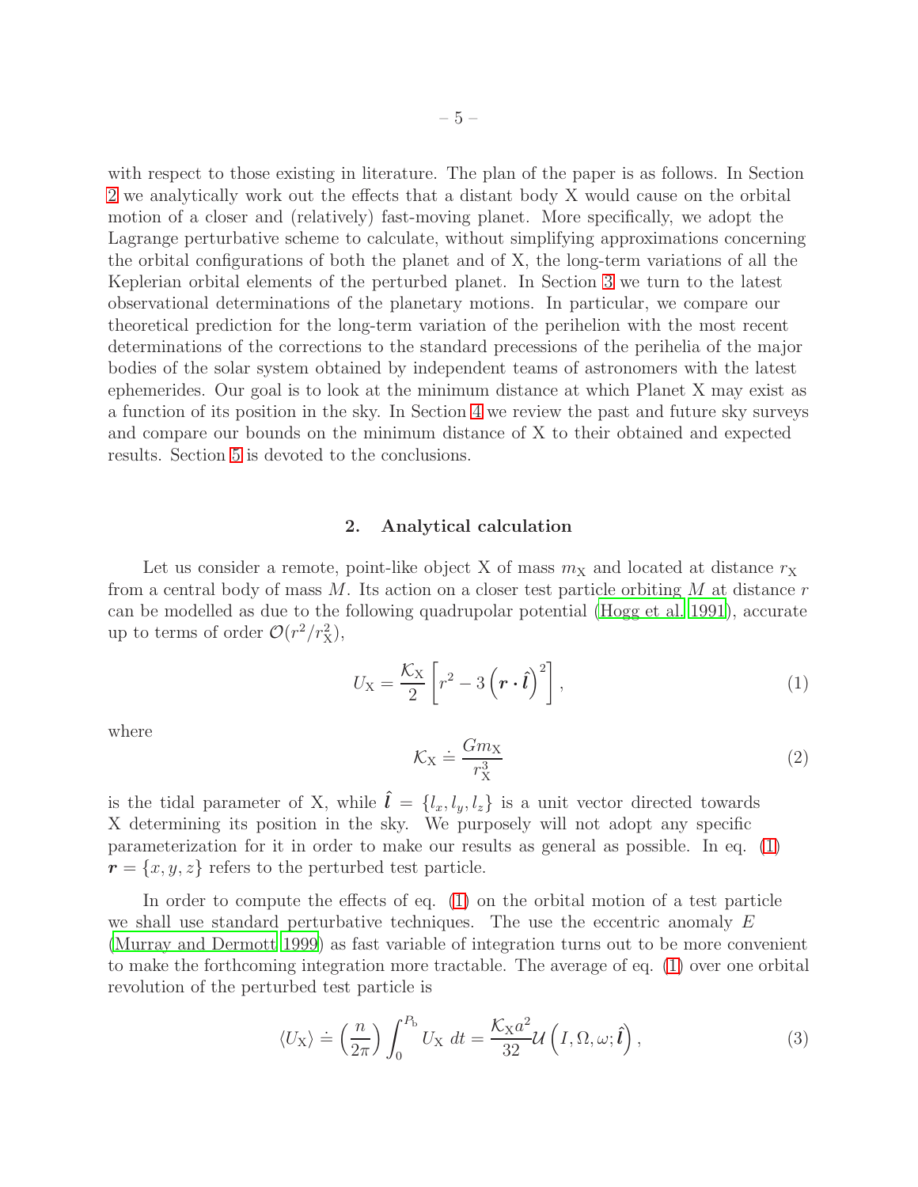with respect to those existing in literature. The plan of the paper is as follows. In Section 2 we analytically work out the effects that a distant body X would cause on the orbital motion of a closer and (relatively) fast-moving planet. More specifically, we adopt the Lagrange perturbative scheme to calculate, without simplifying approximations concerning the orbital configurations of both the planet and of X, the long-term variations of all the Keplerian orbital elements of the perturbed planet. In Section 3 we turn to the latest observational determinations of the planetary motions. In particular, we compare our theoretical prediction for the long-term variation of the perihelion with the most recent determinations of the corrections to the standard precessions of the perihelia of the major bodies of the solar system obtained by independent teams of astronomers with the latest ephemerides. Our goal is to look at the minimum distance at which Planet X may exist as a function of its position in the sky. In Section 4 we review the past and future sky surveys and compare our bounds on the minimum distance of X to their obtained and expected results. Section 5 is devoted to the conclusions.

## 2. Analytical calculation

Let us consider a remote, point-like object X of mass $m_{\rm X}$ and located at distance $r_{\rm X}$ from a central body of mass $M$. Its action on a closer test particle orbiting $M$ at distance $r$ can be modelled as due to the following quadrupolar potential (Hogg et al. 1991), accurate up to terms of order $\mathcal{O}(r^2/r_{\rm X}^2)$,

$$U_{\rm X} = \frac{\mathcal{K}_{\rm X}}{2}\left[r^2 - 3\left(\boldsymbol{r}\cdot\hat{\boldsymbol{l}}\right)^2\right], \tag{1}$$

where

$$\mathcal{K}_{\rm X} \doteq \frac{Gm_{\rm X}}{r_{\rm X}^3} \tag{2}$$

is the tidal parameter of X, while $\hat{\boldsymbol{l}} = \{l_x, l_y, l_z\}$ is a unit vector directed towards X determining its position in the sky. We purposely will not adopt any specific parameterization for it in order to make our results as general as possible. In eq. (1) $\boldsymbol{r} = \{x, y, z\}$ refers to the perturbed test particle.

In order to compute the effects of eq. (1) on the orbital motion of a test particle we shall use standard perturbative techniques. The use the eccentric anomaly $E$ (Murray and Dermott 1999) as fast variable of integration turns out to be more convenient to make the forthcoming integration more tractable. The average of eq. (1) over one orbital revolution of the perturbed test particle is

$$\langle U_{\rm X}\rangle \doteq \left(\frac{n}{2\pi}\right)\int_0^{P_{\rm b}} U_{\rm X}\, dt = \frac{\mathcal{K}_{\rm X}a^2}{32}\mathcal{U}\left(I, \Omega, \omega; \hat{\boldsymbol{l}}\right), \tag{3}$$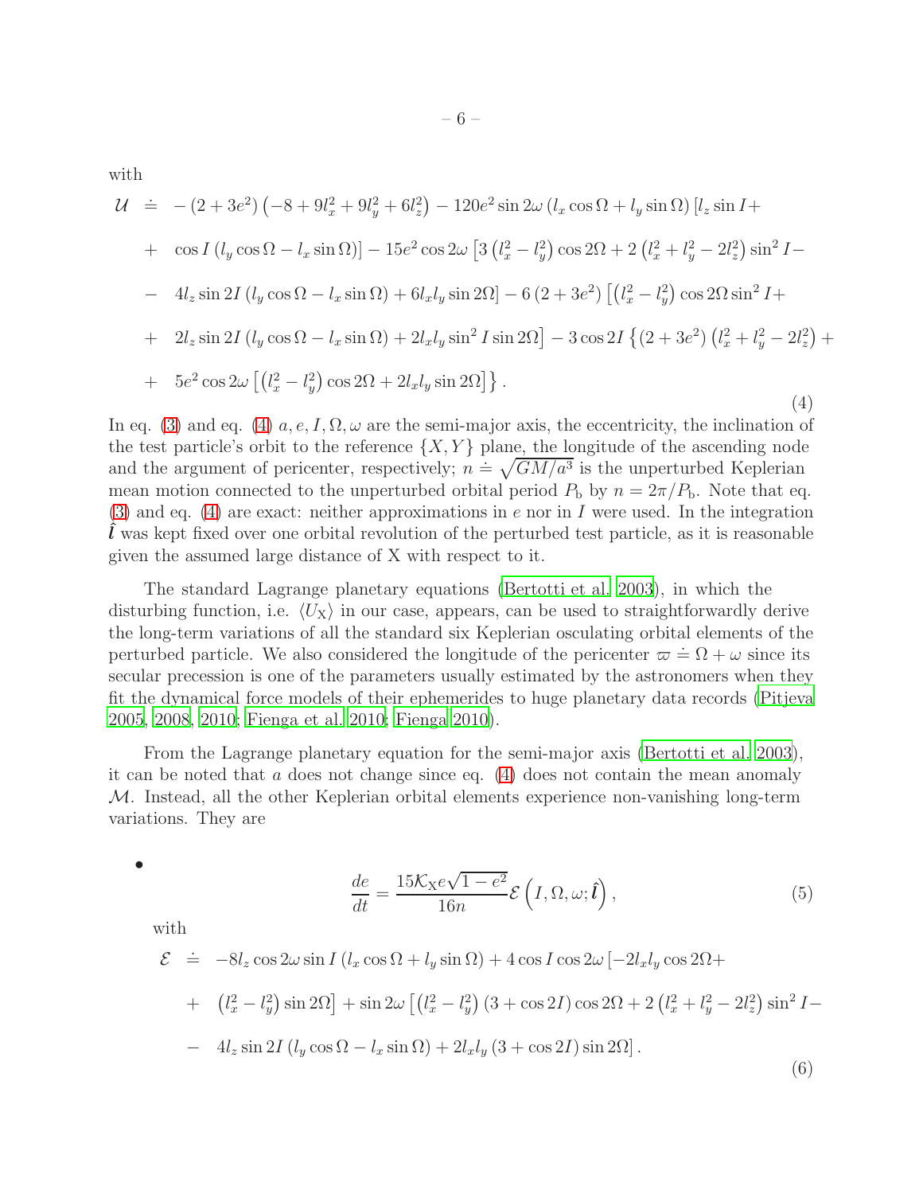with

$$
\begin{aligned}
\mathcal{U} \doteq & -\left(2+3e^2\right)\left(-8+9l_x^2+9l_y^2+6l_z^2\right)-120e^2\sin 2\omega\left(l_x\cos\Omega+l_y\sin\Omega\right)\left[l_z\sin I+\right.\\
&+\left.\cos I\left(l_y\cos\Omega-l_x\sin\Omega\right)\right]-15e^2\cos 2\omega\left[3\left(l_x^2-l_y^2\right)\cos 2\Omega+2\left(l_x^2+l_y^2-2l_z^2\right)\sin^2 I-\right.\\
&-\left.4l_z\sin 2I\left(l_y\cos\Omega-l_x\sin\Omega\right)+6l_xl_y\sin 2\Omega\right]-6\left(2+3e^2\right)\left[\left(l_x^2-l_y^2\right)\cos 2\Omega\sin^2 I+\right.\\
&+\left.2l_z\sin 2I\left(l_y\cos\Omega-l_x\sin\Omega\right)+2l_xl_y\sin^2 I\sin 2\Omega\right]-3\cos 2I\left\{\left(2+3e^2\right)\left(l_x^2+l_y^2-2l_z^2\right)+\right.\\
&+\left.5e^2\cos 2\omega\left[\left(l_x^2-l_y^2\right)\cos 2\Omega+2l_xl_y\sin 2\Omega\right]\right\}.
\end{aligned} \tag{4}
$$

In eq. (3) and eq. (4) $a, e, I, \Omega, \omega$ are the semi-major axis, the eccentricity, the inclination of the test particle's orbit to the reference $\{X, Y\}$ plane, the longitude of the ascending node and the argument of pericenter, respectively; $n \doteq \sqrt{GM/a^3}$ is the unperturbed Keplerian mean motion connected to the unperturbed orbital period $P_{\rm b}$ by $n = 2\pi/P_{\rm b}$. Note that eq. (3) and eq. (4) are exact: neither approximations in $e$ nor in $I$ were used. In the integration $\hat{\boldsymbol{l}}$ was kept fixed over one orbital revolution of the perturbed test particle, as it is reasonable given the assumed large distance of X with respect to it.

The standard Lagrange planetary equations (Bertotti et al. 2003), in which the disturbing function, i.e. $\langle U_{\rm X}\rangle$ in our case, appears, can be used to straightforwardly derive the long-term variations of all the standard six Keplerian osculating orbital elements of the perturbed particle. We also considered the longitude of the pericenter $\varpi \doteq \Omega + \omega$ since its secular precession is one of the parameters usually estimated by the astronomers when they fit the dynamical force models of their ephemerides to huge planetary data records (Pitjeva 2005, 2008, 2010; Fienga et al. 2010; Fienga 2010).

From the Lagrange planetary equation for the semi-major axis (Bertotti et al. 2003), it can be noted that $a$ does not change since eq. (4) does not contain the mean anomaly $\mathcal{M}$. Instead, all the other Keplerian orbital elements experience non-vanishing long-term variations. They are

- $$\frac{de}{dt} = \frac{15\mathcal{K}_{\rm X}e\sqrt{1-e^2}}{16n}\mathcal{E}\left(I, \Omega, \omega; \hat{\boldsymbol{l}}\right), \tag{5}$$

  with

$$
\begin{aligned}
\mathcal{E} \doteq & -8l_z\cos 2\omega\sin I\left(l_x\cos\Omega+l_y\sin\Omega\right)+4\cos I\cos 2\omega\left[-2l_xl_y\cos 2\Omega+\right.\\
&+\left.\left(l_x^2-l_y^2\right)\sin 2\Omega\right]+\sin 2\omega\left[\left(l_x^2-l_y^2\right)\left(3+\cos 2I\right)\cos 2\Omega+2\left(l_x^2+l_y^2-2l_z^2\right)\sin^2 I-\right.\\
&-\left.4l_z\sin 2I\left(l_y\cos\Omega-l_x\sin\Omega\right)+2l_xl_y\left(3+\cos 2I\right)\sin 2\Omega\right].
\end{aligned} \tag{6}
$$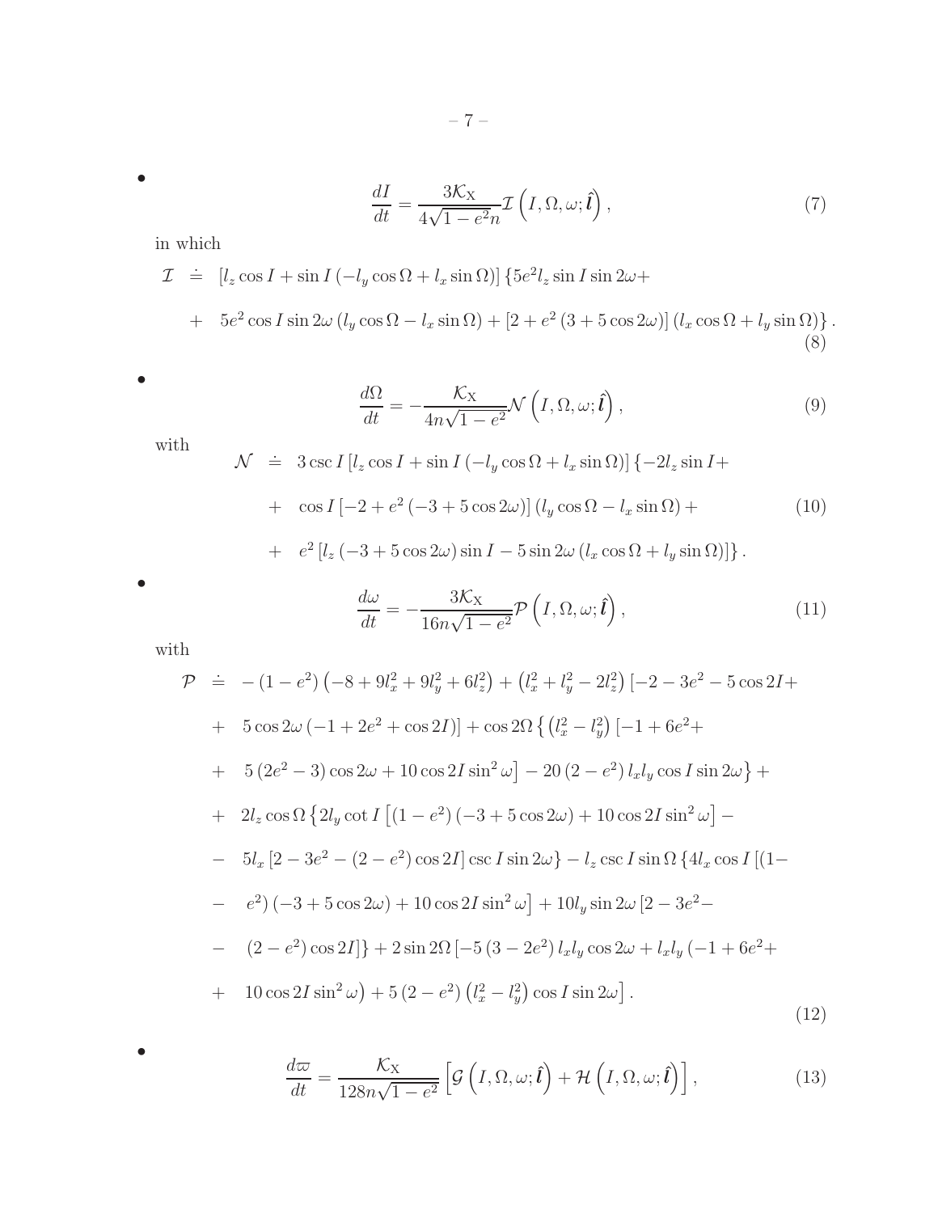- $$\frac{dI}{dt} = \frac{3\mathcal{K}_{\rm X}}{4\sqrt{1-e^2}n}\mathcal{I}\left(I, \Omega, \omega; \hat{\boldsymbol{l}}\right), \tag{7}$$

in which

$$\begin{aligned}
\mathcal{I} &\doteq [l_z \cos I + \sin I \left(-l_y \cos\Omega + l_x \sin\Omega\right)] \{5e^2 l_z \sin I \sin 2\omega + \\
&+ 5e^2 \cos I \sin 2\omega \left(l_y \cos\Omega - l_x \sin\Omega\right) + [2 + e^2 \left(3 + 5\cos 2\omega\right)] \left(l_x \cos\Omega + l_y \sin\Omega\right)\}.
\end{aligned} \tag{8}$$

- $$\frac{d\Omega}{dt} = -\frac{\mathcal{K}_{\rm X}}{4n\sqrt{1-e^2}}\mathcal{N}\left(I, \Omega, \omega; \hat{\boldsymbol{l}}\right), \tag{9}$$

with

$$\begin{aligned}
\mathcal{N} &\doteq 3\csc I \left[l_z \cos I + \sin I \left(-l_y \cos\Omega + l_x \sin\Omega\right)\right] \{-2l_z \sin I + \\
&+ \cos I \left[-2 + e^2 \left(-3 + 5\cos 2\omega\right)\right] \left(l_y \cos\Omega - l_x \sin\Omega\right) + \\
&+ e^2 \left[l_z \left(-3 + 5\cos 2\omega\right) \sin I - 5\sin 2\omega \left(l_x \cos\Omega + l_y \sin\Omega\right)\right]\}.
\end{aligned} \tag{10}$$

- $$\frac{d\omega}{dt} = -\frac{3\mathcal{K}_{\rm X}}{16n\sqrt{1-e^2}}\mathcal{P}\left(I, \Omega, \omega; \hat{\boldsymbol{l}}\right), \tag{11}$$

with

$$\begin{aligned}
\mathcal{P} &\doteq -\left(1-e^2\right)\left(-8 + 9l_x^2 + 9l_y^2 + 6l_z^2\right) + \left(l_x^2 + l_y^2 - 2l_z^2\right)\left[-2 - 3e^2 - 5\cos 2I + \right. \\
&+ \left. 5\cos 2\omega \left(-1 + 2e^2 + \cos 2I\right)\right] + \cos 2\Omega \left\{\left(l_x^2 - l_y^2\right)\left[-1 + 6e^2 + \right.\right. \\
&+ \left.\left. 5\left(2e^2 - 3\right)\cos 2\omega + 10\cos 2I \sin^2\omega\right] - 20\left(2 - e^2\right) l_x l_y \cos I \sin 2\omega\right\} + \\
&+ 2l_z \cos\Omega \left\{2l_y \cot I \left[\left(1 - e^2\right)\left(-3 + 5\cos 2\omega\right) + 10\cos 2I \sin^2\omega\right] - \right. \\
&- \left. 5l_x \left[2 - 3e^2 - \left(2 - e^2\right)\cos 2I\right] \csc I \sin 2\omega\right\} - l_z \csc I \sin\Omega \left\{4l_x \cos I \left[(1 - \right.\right. \\
&- \left. e^2)\left(-3 + 5\cos 2\omega\right) + 10\cos 2I \sin^2\omega\right] + 10 l_y \sin 2\omega \left[2 - 3e^2 - \right. \\
&- \left.\left. \left(2 - e^2\right)\cos 2I\right]\right\} + 2\sin 2\Omega \left[-5\left(3 - 2e^2\right) l_x l_y \cos 2\omega + l_x l_y \left(-1 + 6e^2 + \right.\right. \\
&+ \left.\left. 10\cos 2I \sin^2\omega\right) + 5\left(2 - e^2\right)\left(l_x^2 - l_y^2\right)\cos I \sin 2\omega\right].
\end{aligned} \tag{12}$$

- $$\frac{d\varpi}{dt} = \frac{\mathcal{K}_{\rm X}}{128n\sqrt{1-e^2}}\left[\mathcal{G}\left(I, \Omega, \omega; \hat{\boldsymbol{l}}\right) + \mathcal{H}\left(I, \Omega, \omega; \hat{\boldsymbol{l}}\right)\right], \tag{13}$$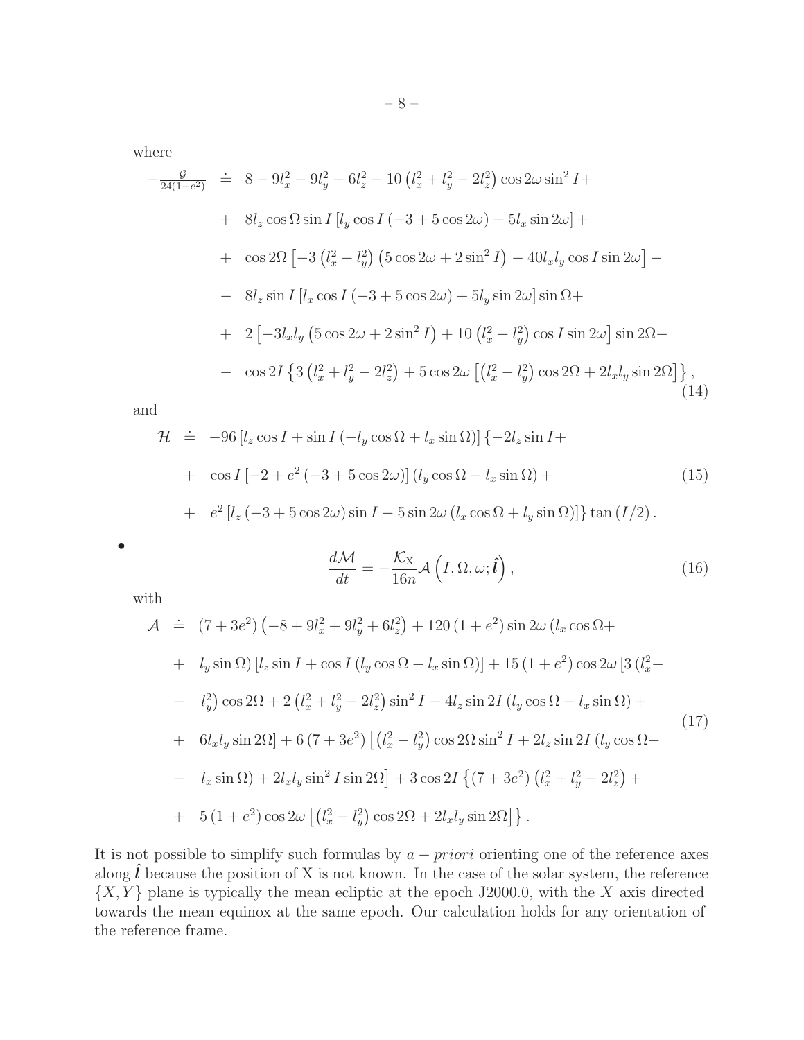where

$$
\begin{aligned}
-\frac{\mathcal{G}}{24(1-e^2)} &\doteq 8 - 9l_x^2 - 9l_y^2 - 6l_z^2 - 10\left(l_x^2 + l_y^2 - 2l_z^2\right)\cos 2\omega \sin^2 I + \\
&+ 8l_z \cos\Omega \sin I \left[l_y \cos I \left(-3 + 5\cos 2\omega\right) - 5l_x \sin 2\omega\right] + \\
&+ \cos 2\Omega \left[-3\left(l_x^2 - l_y^2\right)\left(5\cos 2\omega + 2\sin^2 I\right) - 40 l_x l_y \cos I \sin 2\omega\right] - \\
&- 8l_z \sin I \left[l_x \cos I \left(-3 + 5\cos 2\omega\right) + 5l_y \sin 2\omega\right]\sin\Omega + \\
&+ 2\left[-3l_x l_y \left(5\cos 2\omega + 2\sin^2 I\right) + 10\left(l_x^2 - l_y^2\right)\cos I \sin 2\omega\right]\sin 2\Omega - \\
&- \cos 2I \left\{3\left(l_x^2 + l_y^2 - 2l_z^2\right) + 5\cos 2\omega\left[\left(l_x^2 - l_y^2\right)\cos 2\Omega + 2l_x l_y \sin 2\Omega\right]\right\},
\end{aligned} \tag{14}
$$

and

$$
\begin{aligned}
\mathcal{H} &\doteq -96\left[l_z \cos I + \sin I\left(-l_y \cos\Omega + l_x \sin\Omega\right)\right]\left\{-2l_z \sin I + \right. \\
&+ \cos I\left[-2 + e^2\left(-3 + 5\cos 2\omega\right)\right]\left(l_y \cos\Omega - l_x \sin\Omega\right) + \\
&+ \left. e^2\left[l_z\left(-3 + 5\cos 2\omega\right)\sin I - 5\sin 2\omega\left(l_x \cos\Omega + l_y \sin\Omega\right)\right]\right\}\tan\left(I/2\right).
\end{aligned} \tag{15}
$$

- $$\frac{d\mathcal{M}}{dt} = -\frac{\mathcal{K}_{\rm X}}{16n}\mathcal{A}\left(I, \Omega, \omega; \hat{\boldsymbol{l}}\right), \tag{16}$$

with

$$
\begin{aligned}
\mathcal{A} &\doteq \left(7 + 3e^2\right)\left(-8 + 9l_x^2 + 9l_y^2 + 6l_z^2\right) + 120\left(1 + e^2\right)\sin 2\omega\left(l_x \cos\Omega + \right. \\
&+ \left. l_y \sin\Omega\right)\left[l_z \sin I + \cos I\left(l_y \cos\Omega - l_x \sin\Omega\right)\right] + 15\left(1 + e^2\right)\cos 2\omega\left[3\left(l_x^2 - \right.\right. \\
&- \left. l_y^2\right)\cos 2\Omega + 2\left(l_x^2 + l_y^2 - 2l_z^2\right)\sin^2 I - 4l_z \sin 2I\left(l_y \cos\Omega - l_x \sin\Omega\right) + \\
&+ \left. 6l_x l_y \sin 2\Omega\right] + 6\left(7 + 3e^2\right)\left[\left(l_x^2 - l_y^2\right)\cos 2\Omega \sin^2 I + 2l_z \sin 2I\left(l_y \cos\Omega - \right.\right. \\
&- \left.\left. l_x \sin\Omega\right) + 2l_x l_y \sin^2 I \sin 2\Omega\right] + 3\cos 2I\left\{\left(7 + 3e^2\right)\left(l_x^2 + l_y^2 - 2l_z^2\right) + \right. \\
&+ \left. 5\left(1 + e^2\right)\cos 2\omega\left[\left(l_x^2 - l_y^2\right)\cos 2\Omega + 2l_x l_y \sin 2\Omega\right]\right\}.
\end{aligned} \tag{17}
$$

It is not possible to simplify such formulas by $a-priori$ orienting one of the reference axes along $\hat{\boldsymbol{l}}$ because the position of X is not known. In the case of the solar system, the reference $\{X, Y\}$ plane is typically the mean ecliptic at the epoch J2000.0, with the $X$ axis directed towards the mean equinox at the same epoch. Our calculation holds for any orientation of the reference frame.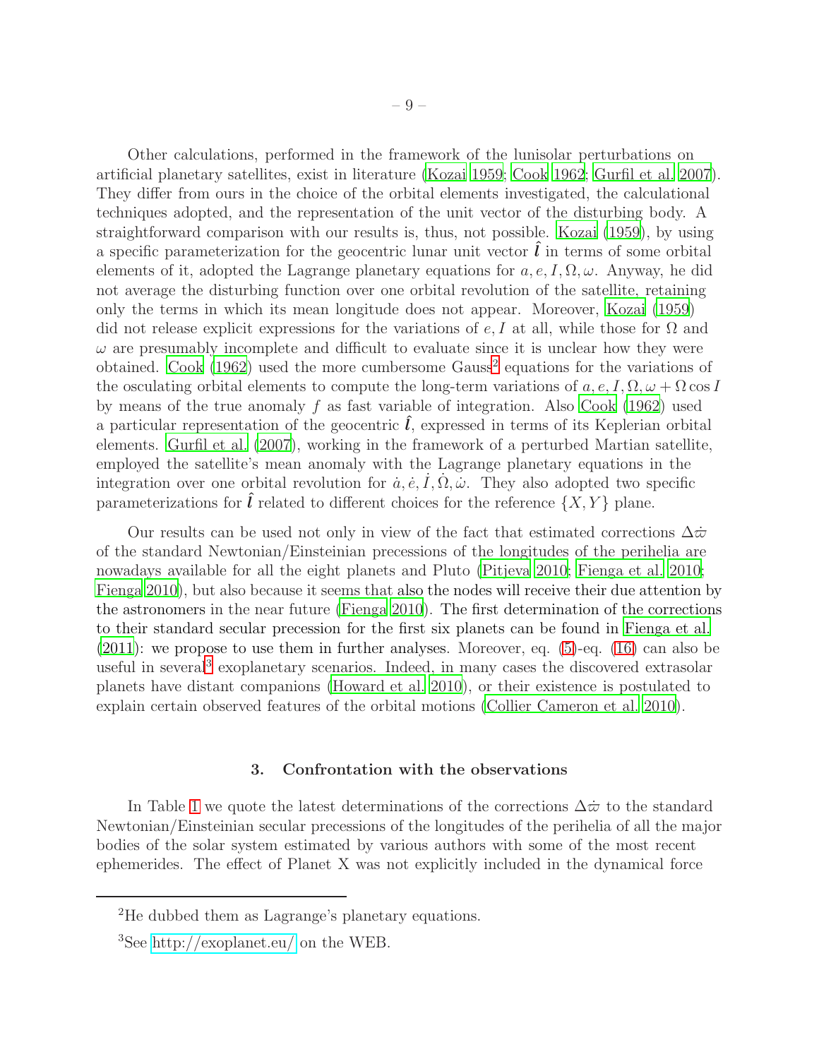Other calculations, performed in the framework of the lunisolar perturbations on artificial planetary satellites, exist in literature (Kozai 1959; Cook 1962; Gurfil et al. 2007). They differ from ours in the choice of the orbital elements investigated, the calculational techniques adopted, and the representation of the unit vector of the disturbing body. A straightforward comparison with our results is, thus, not possible. Kozai (1959), by using a specific parameterization for the geocentric lunar unit vector $\hat{\boldsymbol{l}}$ in terms of some orbital elements of it, adopted the Lagrange planetary equations for $a, e, I, \Omega, \omega$. Anyway, he did not average the disturbing function over one orbital revolution of the satellite, retaining only the terms in which its mean longitude does not appear. Moreover, Kozai (1959) did not release explicit expressions for the variations of $e, I$ at all, while those for $\Omega$ and $\omega$ are presumably incomplete and difficult to evaluate since it is unclear how they were obtained. Cook (1962) used the more cumbersome Gauss[2] equations for the variations of the osculating orbital elements to compute the long-term variations of $a, e, I, \Omega, \omega + \Omega \cos I$ by means of the true anomaly $f$ as fast variable of integration. Also Cook (1962) used a particular representation of the geocentric $\hat{\boldsymbol{l}}$, expressed in terms of its Keplerian orbital elements. Gurfil et al. (2007), working in the framework of a perturbed Martian satellite, employed the satellite's mean anomaly with the Lagrange planetary equations in the integration over one orbital revolution for $\dot{a}, \dot{e}, \dot{I}, \dot{\Omega}, \dot{\omega}$. They also adopted two specific parameterizations for $\hat{\boldsymbol{l}}$ related to different choices for the reference $\{X, Y\}$ plane.

Our results can be used not only in view of the fact that estimated corrections $\Delta\dot{\varpi}$ of the standard Newtonian/Einsteinian precessions of the longitudes of the perihelia are nowadays available for all the eight planets and Pluto (Pitjeva 2010; Fienga et al. 2010; Fienga 2010), but also because it seems that also the nodes will receive their due attention by the astronomers in the near future (Fienga 2010). The first determination of the corrections to their standard secular precession for the first six planets can be found in Fienga et al. (2011): we propose to use them in further analyses. Moreover, eq. (5)-eq. (16) can also be useful in several[3] exoplanetary scenarios. Indeed, in many cases the discovered extrasolar planets have distant companions (Howard et al. 2010), or their existence is postulated to explain certain observed features of the orbital motions (Collier Cameron et al. 2010).

## 3. Confrontation with the observations

In Table 1 we quote the latest determinations of the corrections $\Delta\dot{\varpi}$ to the standard Newtonian/Einsteinian secular precessions of the longitudes of the perihelia of all the major bodies of the solar system estimated by various authors with some of the most recent ephemerides. The effect of Planet X was not explicitly included in the dynamical force

---

[2] He dubbed them as Lagrange's planetary equations.

[3] See http://exoplanet.eu/ on the WEB.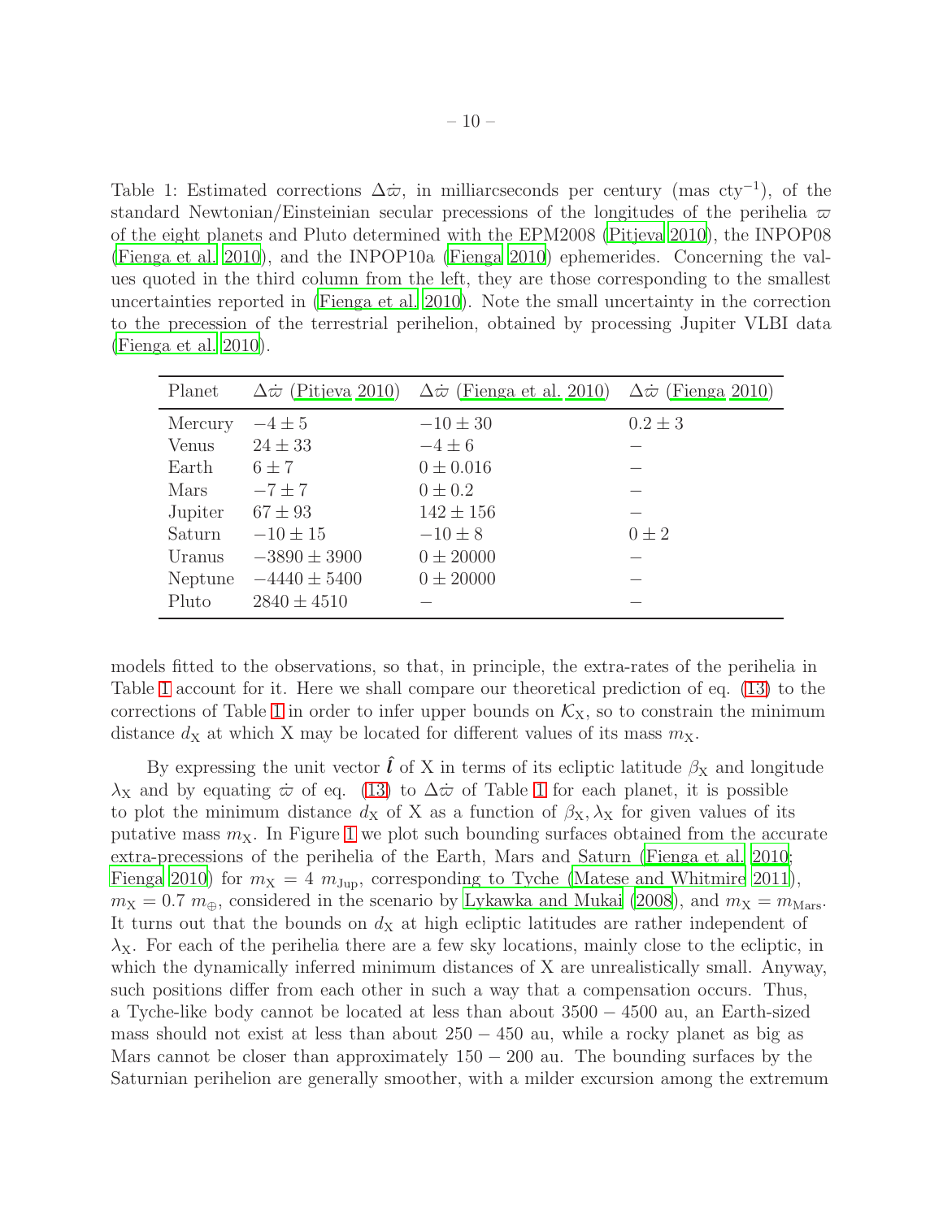Table 1: Estimated corrections $\Delta\dot{\varpi}$, in milliarcseconds per century (mas cty$^{-1}$), of the standard Newtonian/Einsteinian secular precessions of the longitudes of the perihelia $\varpi$ of the eight planets and Pluto determined with the EPM2008 (Pitjeva 2010), the INPOP08 (Fienga et al. 2010), and the INPOP10a (Fienga 2010) ephemerides. Concerning the values quoted in the third column from the left, they are those corresponding to the smallest uncertainties reported in (Fienga et al. 2010). Note the small uncertainty in the correction to the precession of the terrestrial perihelion, obtained by processing Jupiter VLBI data (Fienga et al. 2010).

| Planet | $\Delta\dot{\varpi}$ (Pitjeva 2010) | $\Delta\dot{\varpi}$ (Fienga et al. 2010) | $\Delta\dot{\varpi}$ (Fienga 2010) |
|---|---|---|---|
| Mercury | $-4 \pm 5$ | $-10 \pm 30$ | $0.2 \pm 3$ |
| Venus | $24 \pm 33$ | $-4 \pm 6$ | $-$ |
| Earth | $6 \pm 7$ | $0 \pm 0.016$ | $-$ |
| Mars | $-7 \pm 7$ | $0 \pm 0.2$ | $-$ |
| Jupiter | $67 \pm 93$ | $142 \pm 156$ | $-$ |
| Saturn | $-10 \pm 15$ | $-10 \pm 8$ | $0 \pm 2$ |
| Uranus | $-3890 \pm 3900$ | $0 \pm 20000$ | $-$ |
| Neptune | $-4440 \pm 5400$ | $0 \pm 20000$ | $-$ |
| Pluto | $2840 \pm 4510$ | $-$ | $-$ |

models fitted to the observations, so that, in principle, the extra-rates of the perihelia in Table 1 account for it. Here we shall compare our theoretical prediction of eq. (13) to the corrections of Table 1 in order to infer upper bounds on $\mathcal{K}_{\rm X}$, so to constrain the minimum distance $d_{\rm X}$ at which X may be located for different values of its mass $m_{\rm X}$.

By expressing the unit vector $\hat{\boldsymbol{l}}$ of X in terms of its ecliptic latitude $\beta_{\rm X}$ and longitude $\lambda_{\rm X}$ and by equating $\dot{\varpi}$ of eq. (13) to $\Delta\dot{\varpi}$ of Table 1 for each planet, it is possible to plot the minimum distance $d_{\rm X}$ of X as a function of $\beta_{\rm X}, \lambda_{\rm X}$ for given values of its putative mass $m_{\rm X}$. In Figure 1 we plot such bounding surfaces obtained from the accurate extra-precessions of the perihelia of the Earth, Mars and Saturn (Fienga et al. 2010; Fienga 2010) for $m_{\rm X} = 4\ m_{\rm Jup}$, corresponding to Tyche (Matese and Whitmire 2011), $m_{\rm X} = 0.7\ m_{\oplus}$, considered in the scenario by Lykawka and Mukai (2008), and $m_{\rm X} = m_{\rm Mars}$. It turns out that the bounds on $d_{\rm X}$ at high ecliptic latitudes are rather independent of $\lambda_{\rm X}$. For each of the perihelia there are a few sky locations, mainly close to the ecliptic, in which the dynamically inferred minimum distances of X are unrealistically small. Anyway, such positions differ from each other in such a way that a compensation occurs. Thus, a Tyche-like body cannot be located at less than about $3500 - 4500$ au, an Earth-sized mass should not exist at less than about $250 - 450$ au, while a rocky planet as big as Mars cannot be closer than approximately $150 - 200$ au. The bounding surfaces by the Saturnian perihelion are generally smoother, with a milder excursion among the extremum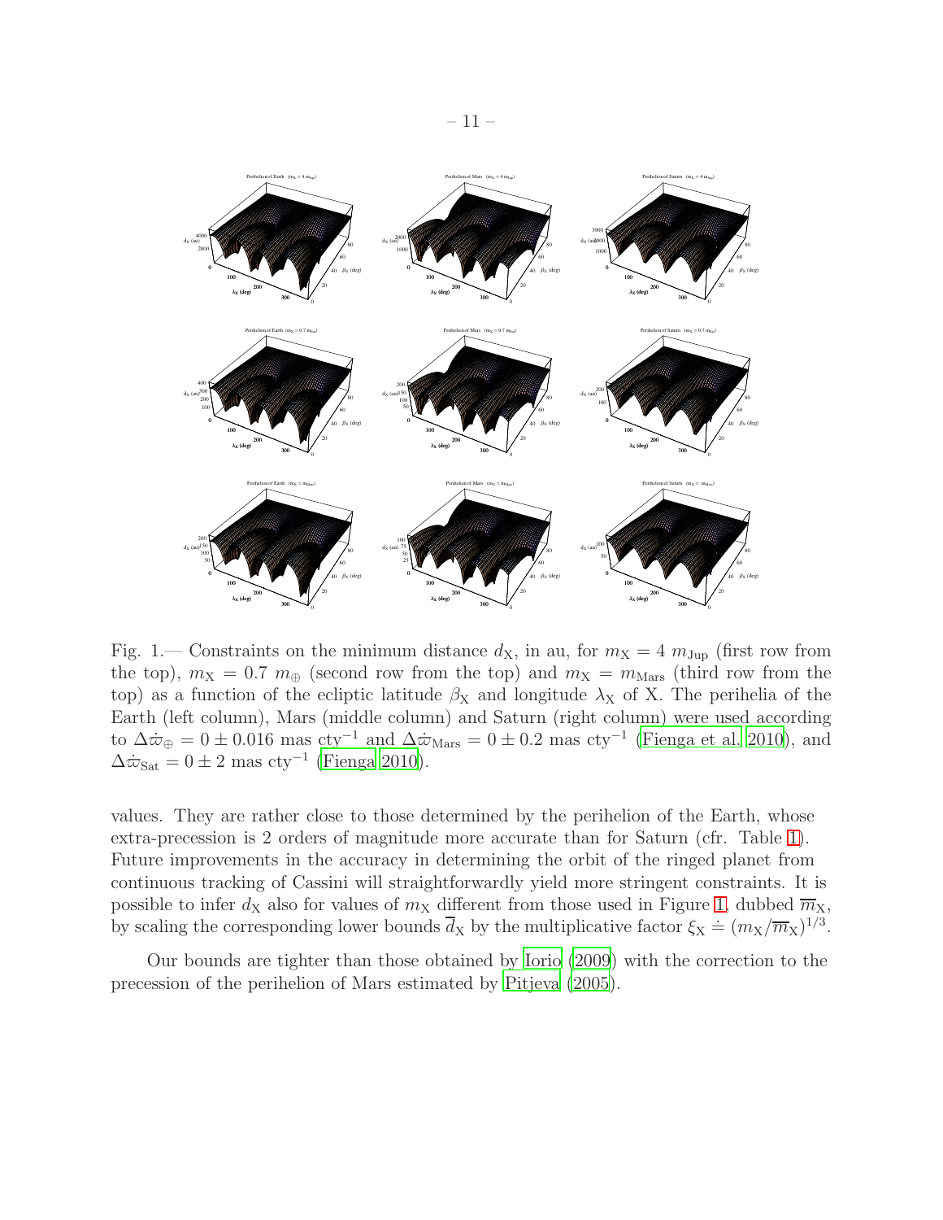Fig. 1.— Constraints on the minimum distance $d_X$, in au, for $m_X = 4\ m_{Jup}$ (first row from the top), $m_X = 0.7\ m_{\oplus}$ (second row from the top) and $m_X = m_{Mars}$ (third row from the top) as a function of the ecliptic latitude $\beta_X$ and longitude $\lambda_X$ of X. The perihelia of the Earth (left column), Mars (middle column) and Saturn (right column) were used according to $\Delta\dot{\varpi}_{\oplus} = 0 \pm 0.016$ mas cty$^{-1}$ and $\Delta\dot{\varpi}_{Mars} = 0 \pm 0.2$ mas cty$^{-1}$ (Fienga et al. 2010), and $\Delta\dot{\varpi}_{Sat} = 0 \pm 2$ mas cty$^{-1}$ (Fienga 2010).

values. They are rather close to those determined by the perihelion of the Earth, whose extra-precession is 2 orders of magnitude more accurate than for Saturn (cfr. Table 1). Future improvements in the accuracy in determining the orbit of the ringed planet from continuous tracking of Cassini will straightforwardly yield more stringent constraints. It is possible to infer $d_X$ also for values of $m_X$ different from those used in Figure 1, dubbed $\overline{m}_X$, by scaling the corresponding lower bounds $\overline{d}_X$ by the multiplicative factor $\xi_X \doteq (m_X/\overline{m}_X)^{1/3}$.

Our bounds are tighter than those obtained by Iorio (2009) with the correction to the precession of the perihelion of Mars estimated by Pitjeva (2005).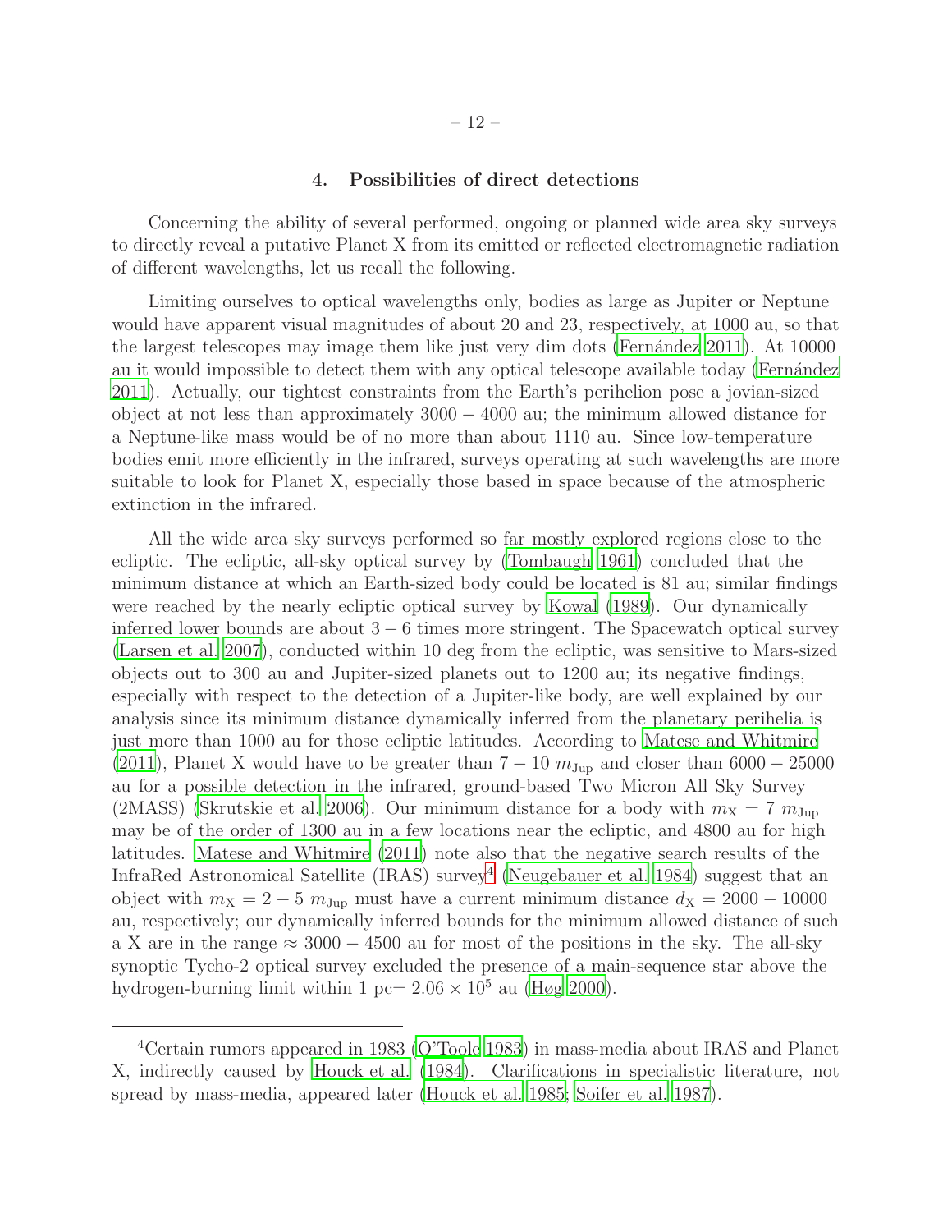## 4. Possibilities of direct detections

Concerning the ability of several performed, ongoing or planned wide area sky surveys to directly reveal a putative Planet X from its emitted or reflected electromagnetic radiation of different wavelengths, let us recall the following.

Limiting ourselves to optical wavelengths only, bodies as large as Jupiter or Neptune would have apparent visual magnitudes of about 20 and 23, respectively, at 1000 au, so that the largest telescopes may image them like just very dim dots (Fernández 2011). At 10000 au it would impossible to detect them with any optical telescope available today (Fernández 2011). Actually, our tightest constraints from the Earth's perihelion pose a jovian-sized object at not less than approximately $3000 - 4000$ au; the minimum allowed distance for a Neptune-like mass would be of no more than about 1110 au. Since low-temperature bodies emit more efficiently in the infrared, surveys operating at such wavelengths are more suitable to look for Planet X, especially those based in space because of the atmospheric extinction in the infrared.

All the wide area sky surveys performed so far mostly explored regions close to the ecliptic. The ecliptic, all-sky optical survey by (Tombaugh 1961) concluded that the minimum distance at which an Earth-sized body could be located is 81 au; similar findings were reached by the nearly ecliptic optical survey by Kowal (1989). Our dynamically inferred lower bounds are about $3 - 6$ times more stringent. The Spacewatch optical survey (Larsen et al. 2007), conducted within 10 deg from the ecliptic, was sensitive to Mars-sized objects out to 300 au and Jupiter-sized planets out to 1200 au; its negative findings, especially with respect to the detection of a Jupiter-like body, are well explained by our analysis since its minimum distance dynamically inferred from the planetary perihelia is just more than 1000 au for those ecliptic latitudes. According to Matese and Whitmire (2011), Planet X would have to be greater than $7 - 10\ m_{\rm Jup}$ and closer than $6000 - 25000$ au for a possible detection in the infrared, ground-based Two Micron All Sky Survey (2MASS) (Skrutskie et al. 2006). Our minimum distance for a body with $m_{\rm X} = 7\ m_{\rm Jup}$ may be of the order of 1300 au in a few locations near the ecliptic, and 4800 au for high latitudes. Matese and Whitmire (2011) note also that the negative search results of the InfraRed Astronomical Satellite (IRAS) survey[4] (Neugebauer et al. 1984) suggest that an object with $m_{\rm X} = 2 - 5\ m_{\rm Jup}$ must have a current minimum distance $d_{\rm X} = 2000 - 10000$ au, respectively; our dynamically inferred bounds for the minimum allowed distance of such a X are in the range $\approx 3000 - 4500$ au for most of the positions in the sky. The all-sky synoptic Tycho-2 optical survey excluded the presence of a main-sequence star above the hydrogen-burning limit within 1 pc$= 2.06 \times 10^5$ au (Høg 2000).

---

[4]Certain rumors appeared in 1983 (O'Toole 1983) in mass-media about IRAS and Planet X, indirectly caused by Houck et al. (1984). Clarifications in specialistic literature, not spread by mass-media, appeared later (Houck et al. 1985; Soifer et al. 1987).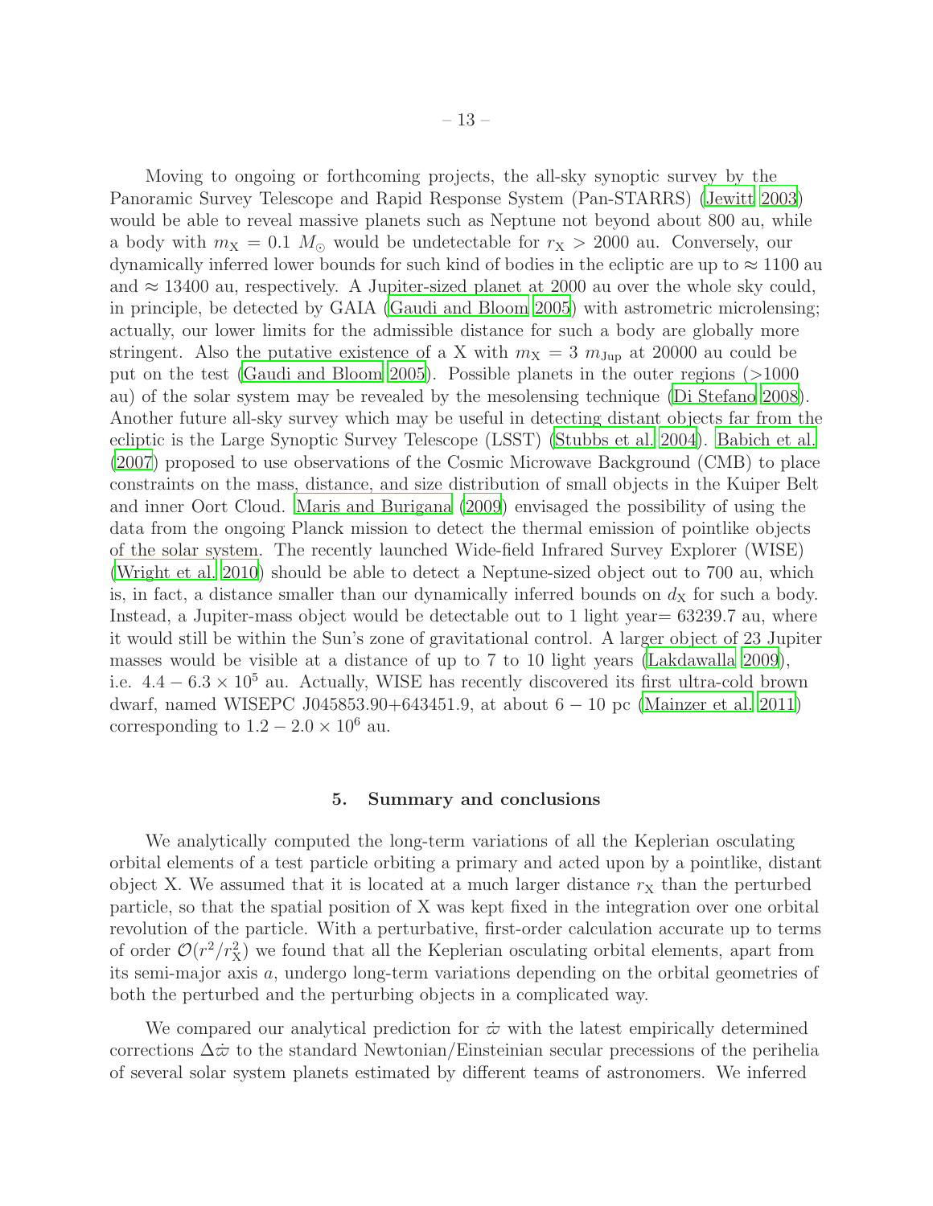Moving to ongoing or forthcoming projects, the all-sky synoptic survey by the Panoramic Survey Telescope and Rapid Response System (Pan-STARRS) (Jewitt 2003) would be able to reveal massive planets such as Neptune not beyond about 800 au, while a body with $m_{\rm X} = 0.1\ M_{\odot}$ would be undetectable for $r_{\rm X} > 2000$ au. Conversely, our dynamically inferred lower bounds for such kind of bodies in the ecliptic are up to $\approx 1100$ au and $\approx 13400$ au, respectively. A Jupiter-sized planet at 2000 au over the whole sky could, in principle, be detected by GAIA (Gaudi and Bloom 2005) with astrometric microlensing; actually, our lower limits for the admissible distance for such a body are globally more stringent. Also the putative existence of a X with $m_{\rm X} = 3\ m_{\rm Jup}$ at 20000 au could be put on the test (Gaudi and Bloom 2005). Possible planets in the outer regions (>1000 au) of the solar system may be revealed by the mesolensing technique (Di Stefano 2008). Another future all-sky survey which may be useful in detecting distant objects far from the ecliptic is the Large Synoptic Survey Telescope (LSST) (Stubbs et al. 2004). Babich et al. (2007) proposed to use observations of the Cosmic Microwave Background (CMB) to place constraints on the mass, distance, and size distribution of small objects in the Kuiper Belt and inner Oort Cloud. Maris and Burigana (2009) envisaged the possibility of using the data from the ongoing Planck mission to detect the thermal emission of pointlike objects of the solar system. The recently launched Wide-field Infrared Survey Explorer (WISE) (Wright et al. 2010) should be able to detect a Neptune-sized object out to 700 au, which is, in fact, a distance smaller than our dynamically inferred bounds on $d_{\rm X}$ for such a body. Instead, a Jupiter-mass object would be detectable out to 1 light year= 63239.7 au, where it would still be within the Sun's zone of gravitational control. A larger object of 23 Jupiter masses would be visible at a distance of up to 7 to 10 light years (Lakdawalla 2009), i.e. $4.4 - 6.3 \times 10^5$ au. Actually, WISE has recently discovered its first ultra-cold brown dwarf, named WISEPC J045853.90+643451.9, at about $6 - 10$ pc (Mainzer et al. 2011) corresponding to $1.2 - 2.0 \times 10^6$ au.

## 5. Summary and conclusions

We analytically computed the long-term variations of all the Keplerian osculating orbital elements of a test particle orbiting a primary and acted upon by a pointlike, distant object X. We assumed that it is located at a much larger distance $r_{\rm X}$ than the perturbed particle, so that the spatial position of X was kept fixed in the integration over one orbital revolution of the particle. With a perturbative, first-order calculation accurate up to terms of order $\mathcal{O}(r^2/r_{\rm X}^2)$ we found that all the Keplerian osculating orbital elements, apart from its semi-major axis $a$, undergo long-term variations depending on the orbital geometries of both the perturbed and the perturbing objects in a complicated way.

We compared our analytical prediction for $\dot{\varpi}$ with the latest empirically determined corrections $\Delta\dot{\varpi}$ to the standard Newtonian/Einsteinian secular precessions of the perihelia of several solar system planets estimated by different teams of astronomers. We inferred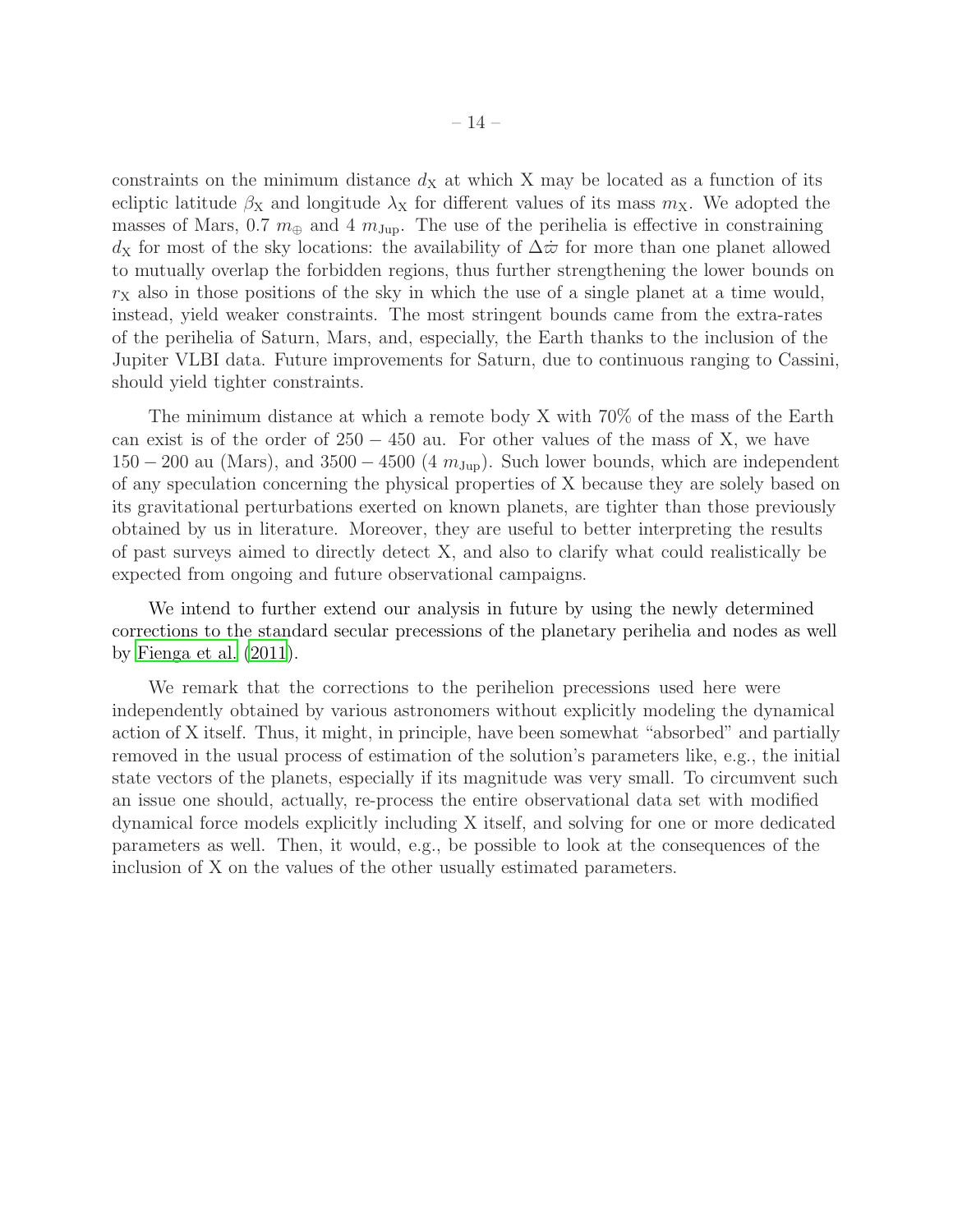constraints on the minimum distance $d_X$ at which X may be located as a function of its ecliptic latitude $\beta_X$ and longitude $\lambda_X$ for different values of its mass $m_X$. We adopted the masses of Mars, 0.7 $m_\oplus$ and 4 $m_{Jup}$. The use of the perihelia is effective in constraining $d_X$ for most of the sky locations: the availability of $\Delta\dot{\varpi}$ for more than one planet allowed to mutually overlap the forbidden regions, thus further strengthening the lower bounds on $r_X$ also in those positions of the sky in which the use of a single planet at a time would, instead, yield weaker constraints. The most stringent bounds came from the extra-rates of the perihelia of Saturn, Mars, and, especially, the Earth thanks to the inclusion of the Jupiter VLBI data. Future improvements for Saturn, due to continuous ranging to Cassini, should yield tighter constraints.

The minimum distance at which a remote body X with 70% of the mass of the Earth can exist is of the order of $250 - 450$ au. For other values of the mass of X, we have $150 - 200$ au (Mars), and $3500 - 4500$ (4 $m_{Jup}$). Such lower bounds, which are independent of any speculation concerning the physical properties of X because they are solely based on its gravitational perturbations exerted on known planets, are tighter than those previously obtained by us in literature. Moreover, they are useful to better interpreting the results of past surveys aimed to directly detect X, and also to clarify what could realistically be expected from ongoing and future observational campaigns.

We intend to further extend our analysis in future by using the newly determined corrections to the standard secular precessions of the planetary perihelia and nodes as well by Fienga et al. (2011).

We remark that the corrections to the perihelion precessions used here were independently obtained by various astronomers without explicitly modeling the dynamical action of X itself. Thus, it might, in principle, have been somewhat "absorbed" and partially removed in the usual process of estimation of the solution's parameters like, e.g., the initial state vectors of the planets, especially if its magnitude was very small. To circumvent such an issue one should, actually, re-process the entire observational data set with modified dynamical force models explicitly including X itself, and solving for one or more dedicated parameters as well. Then, it would, e.g., be possible to look at the consequences of the inclusion of X on the values of the other usually estimated parameters.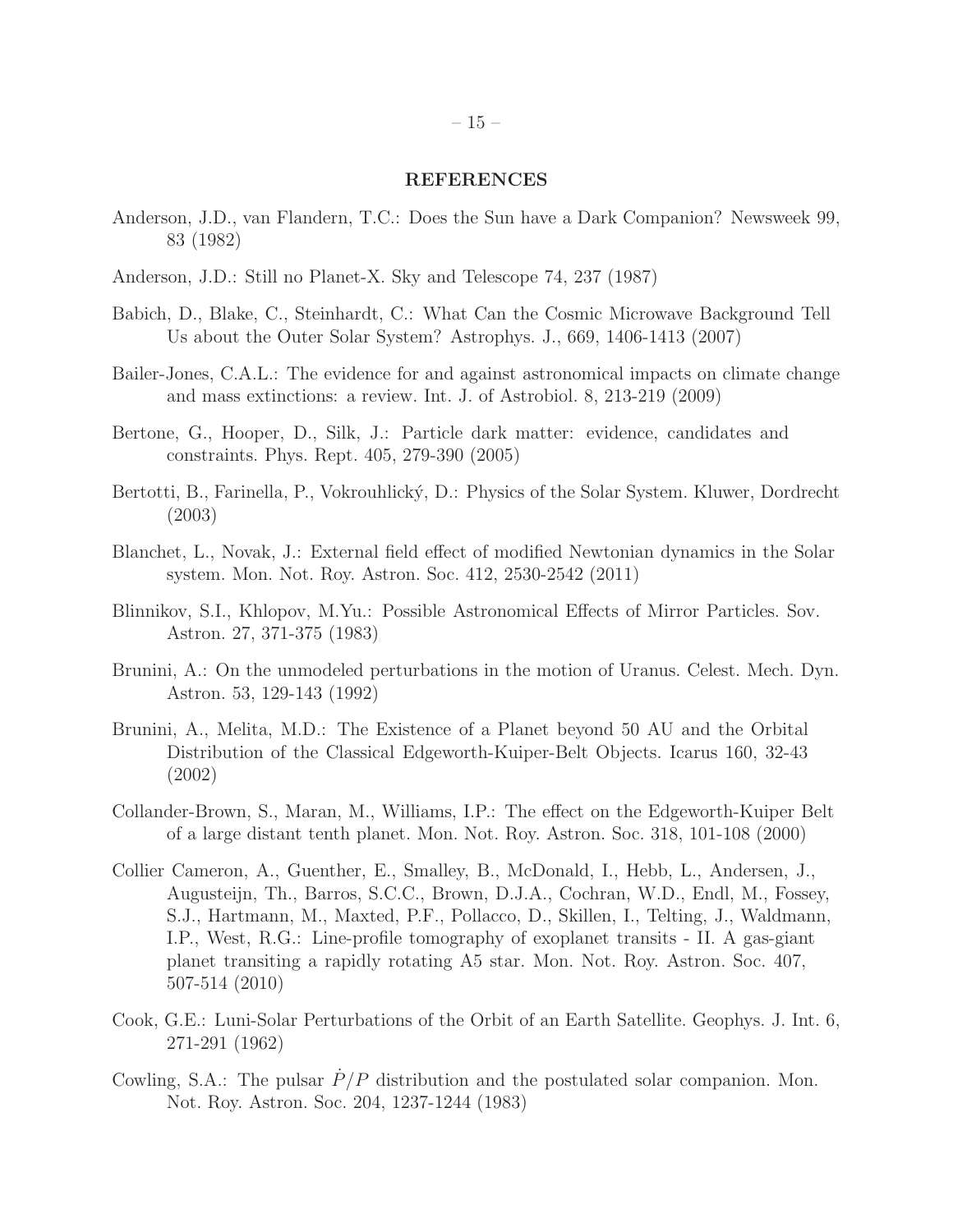## REFERENCES

Anderson, J.D., van Flandern, T.C.: Does the Sun have a Dark Companion? Newsweek 99, 83 (1982)

Anderson, J.D.: Still no Planet-X. Sky and Telescope 74, 237 (1987)

Babich, D., Blake, C., Steinhardt, C.: What Can the Cosmic Microwave Background Tell Us about the Outer Solar System? Astrophys. J., 669, 1406-1413 (2007)

Bailer-Jones, C.A.L.: The evidence for and against astronomical impacts on climate change and mass extinctions: a review. Int. J. of Astrobiol. 8, 213-219 (2009)

Bertone, G., Hooper, D., Silk, J.: Particle dark matter: evidence, candidates and constraints. Phys. Rept. 405, 279-390 (2005)

Bertotti, B., Farinella, P., Vokrouhlický, D.: Physics of the Solar System. Kluwer, Dordrecht (2003)

Blanchet, L., Novak, J.: External field effect of modified Newtonian dynamics in the Solar system. Mon. Not. Roy. Astron. Soc. 412, 2530-2542 (2011)

Blinnikov, S.I., Khlopov, M.Yu.: Possible Astronomical Effects of Mirror Particles. Sov. Astron. 27, 371-375 (1983)

Brunini, A.: On the unmodeled perturbations in the motion of Uranus. Celest. Mech. Dyn. Astron. 53, 129-143 (1992)

Brunini, A., Melita, M.D.: The Existence of a Planet beyond 50 AU and the Orbital Distribution of the Classical Edgeworth-Kuiper-Belt Objects. Icarus 160, 32-43 (2002)

Collander-Brown, S., Maran, M., Williams, I.P.: The effect on the Edgeworth-Kuiper Belt of a large distant tenth planet. Mon. Not. Roy. Astron. Soc. 318, 101-108 (2000)

Collier Cameron, A., Guenther, E., Smalley, B., McDonald, I., Hebb, L., Andersen, J., Augusteijn, Th., Barros, S.C.C., Brown, D.J.A., Cochran, W.D., Endl, M., Fossey, S.J., Hartmann, M., Maxted, P.F., Pollacco, D., Skillen, I., Telting, J., Waldmann, I.P., West, R.G.: Line-profile tomography of exoplanet transits - II. A gas-giant planet transiting a rapidly rotating A5 star. Mon. Not. Roy. Astron. Soc. 407, 507-514 (2010)

Cook, G.E.: Luni-Solar Perturbations of the Orbit of an Earth Satellite. Geophys. J. Int. 6, 271-291 (1962)

Cowling, S.A.: The pulsar $\dot{P}/P$ distribution and the postulated solar companion. Mon. Not. Roy. Astron. Soc. 204, 1237-1244 (1983)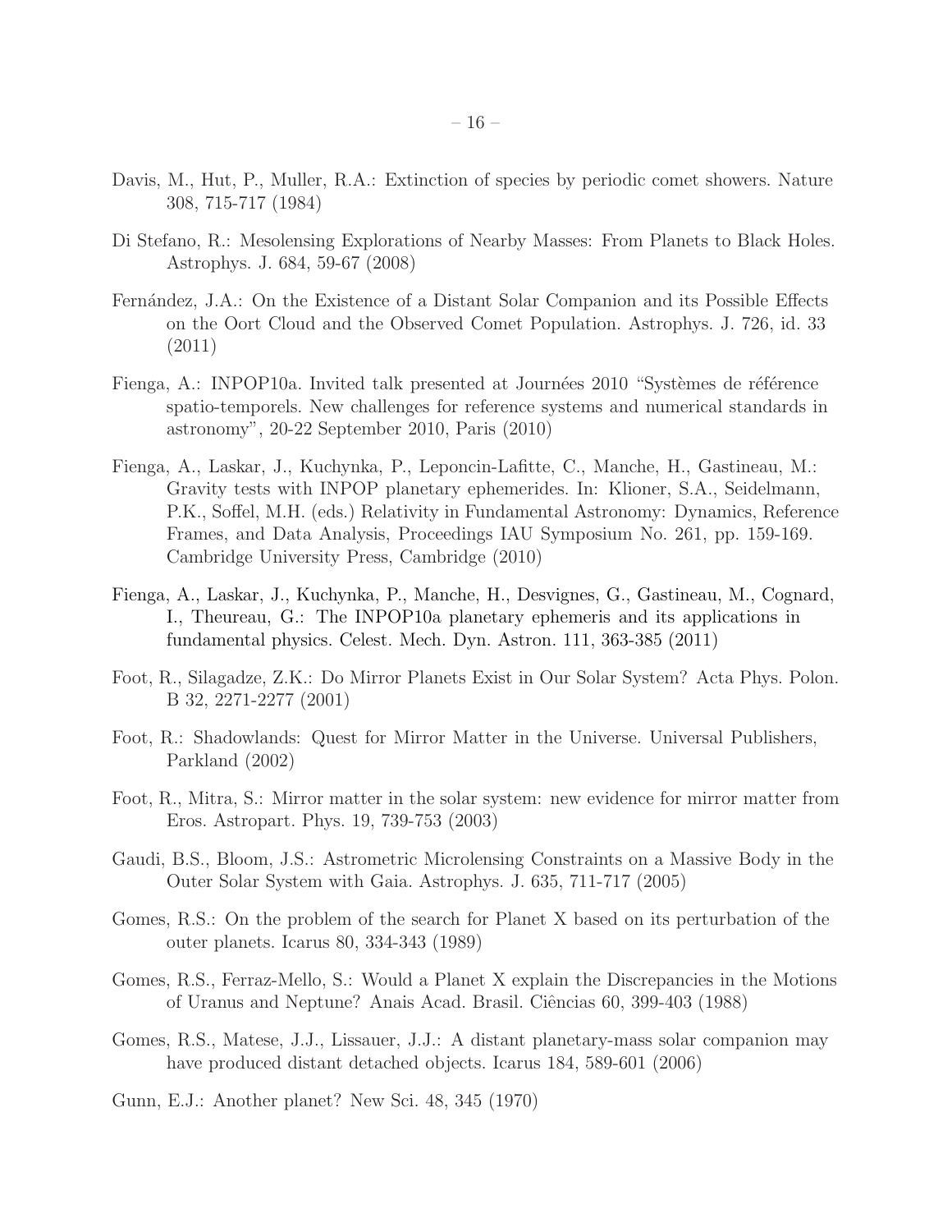Davis, M., Hut, P., Muller, R.A.: Extinction of species by periodic comet showers. Nature 308, 715-717 (1984)

Di Stefano, R.: Mesolensing Explorations of Nearby Masses: From Planets to Black Holes. Astrophys. J. 684, 59-67 (2008)

Fernández, J.A.: On the Existence of a Distant Solar Companion and its Possible Effects on the Oort Cloud and the Observed Comet Population. Astrophys. J. 726, id. 33 (2011)

Fienga, A.: INPOP10a. Invited talk presented at Journées 2010 "Systèmes de référence spatio-temporels. New challenges for reference systems and numerical standards in astronomy", 20-22 September 2010, Paris (2010)

Fienga, A., Laskar, J., Kuchynka, P., Leponcin-Lafitte, C., Manche, H., Gastineau, M.: Gravity tests with INPOP planetary ephemerides. In: Klioner, S.A., Seidelmann, P.K., Soffel, M.H. (eds.) Relativity in Fundamental Astronomy: Dynamics, Reference Frames, and Data Analysis, Proceedings IAU Symposium No. 261, pp. 159-169. Cambridge University Press, Cambridge (2010)

Fienga, A., Laskar, J., Kuchynka, P., Manche, H., Desvignes, G., Gastineau, M., Cognard, I., Theureau, G.: The INPOP10a planetary ephemeris and its applications in fundamental physics. Celest. Mech. Dyn. Astron. 111, 363-385 (2011)

Foot, R., Silagadze, Z.K.: Do Mirror Planets Exist in Our Solar System? Acta Phys. Polon. B 32, 2271-2277 (2001)

Foot, R.: Shadowlands: Quest for Mirror Matter in the Universe. Universal Publishers, Parkland (2002)

Foot, R., Mitra, S.: Mirror matter in the solar system: new evidence for mirror matter from Eros. Astropart. Phys. 19, 739-753 (2003)

Gaudi, B.S., Bloom, J.S.: Astrometric Microlensing Constraints on a Massive Body in the Outer Solar System with Gaia. Astrophys. J. 635, 711-717 (2005)

Gomes, R.S.: On the problem of the search for Planet X based on its perturbation of the outer planets. Icarus 80, 334-343 (1989)

Gomes, R.S., Ferraz-Mello, S.: Would a Planet X explain the Discrepancies in the Motions of Uranus and Neptune? Anais Acad. Brasil. Ciências 60, 399-403 (1988)

Gomes, R.S., Matese, J.J., Lissauer, J.J.: A distant planetary-mass solar companion may have produced distant detached objects. Icarus 184, 589-601 (2006)

Gunn, E.J.: Another planet? New Sci. 48, 345 (1970)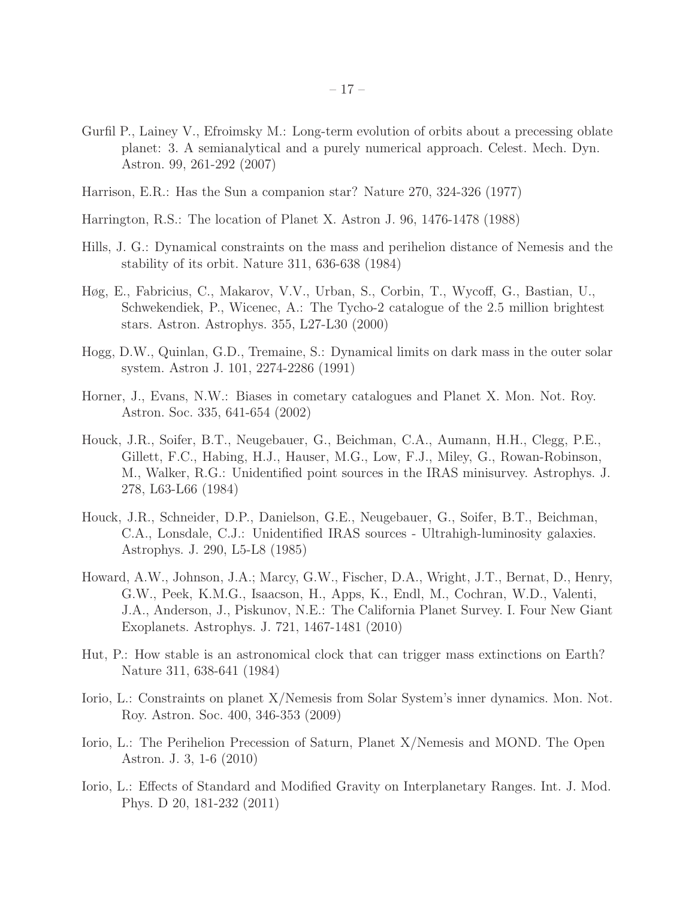Gurfil P., Lainey V., Efroimsky M.: Long-term evolution of orbits about a precessing oblate planet: 3. A semianalytical and a purely numerical approach. Celest. Mech. Dyn. Astron. 99, 261-292 (2007)

Harrison, E.R.: Has the Sun a companion star? Nature 270, 324-326 (1977)

Harrington, R.S.: The location of Planet X. Astron J. 96, 1476-1478 (1988)

Hills, J. G.: Dynamical constraints on the mass and perihelion distance of Nemesis and the stability of its orbit. Nature 311, 636-638 (1984)

Høg, E., Fabricius, C., Makarov, V.V., Urban, S., Corbin, T., Wycoff, G., Bastian, U., Schwekendiek, P., Wicenec, A.: The Tycho-2 catalogue of the 2.5 million brightest stars. Astron. Astrophys. 355, L27-L30 (2000)

Hogg, D.W., Quinlan, G.D., Tremaine, S.: Dynamical limits on dark mass in the outer solar system. Astron J. 101, 2274-2286 (1991)

Horner, J., Evans, N.W.: Biases in cometary catalogues and Planet X. Mon. Not. Roy. Astron. Soc. 335, 641-654 (2002)

Houck, J.R., Soifer, B.T., Neugebauer, G., Beichman, C.A., Aumann, H.H., Clegg, P.E., Gillett, F.C., Habing, H.J., Hauser, M.G., Low, F.J., Miley, G., Rowan-Robinson, M., Walker, R.G.: Unidentified point sources in the IRAS minisurvey. Astrophys. J. 278, L63-L66 (1984)

Houck, J.R., Schneider, D.P., Danielson, G.E., Neugebauer, G., Soifer, B.T., Beichman, C.A., Lonsdale, C.J.: Unidentified IRAS sources - Ultrahigh-luminosity galaxies. Astrophys. J. 290, L5-L8 (1985)

Howard, A.W., Johnson, J.A.; Marcy, G.W., Fischer, D.A., Wright, J.T., Bernat, D., Henry, G.W., Peek, K.M.G., Isaacson, H., Apps, K., Endl, M., Cochran, W.D., Valenti, J.A., Anderson, J., Piskunov, N.E.: The California Planet Survey. I. Four New Giant Exoplanets. Astrophys. J. 721, 1467-1481 (2010)

Hut, P.: How stable is an astronomical clock that can trigger mass extinctions on Earth? Nature 311, 638-641 (1984)

Iorio, L.: Constraints on planet X/Nemesis from Solar System's inner dynamics. Mon. Not. Roy. Astron. Soc. 400, 346-353 (2009)

Iorio, L.: The Perihelion Precession of Saturn, Planet X/Nemesis and MOND. The Open Astron. J. 3, 1-6 (2010)

Iorio, L.: Effects of Standard and Modified Gravity on Interplanetary Ranges. Int. J. Mod. Phys. D 20, 181-232 (2011)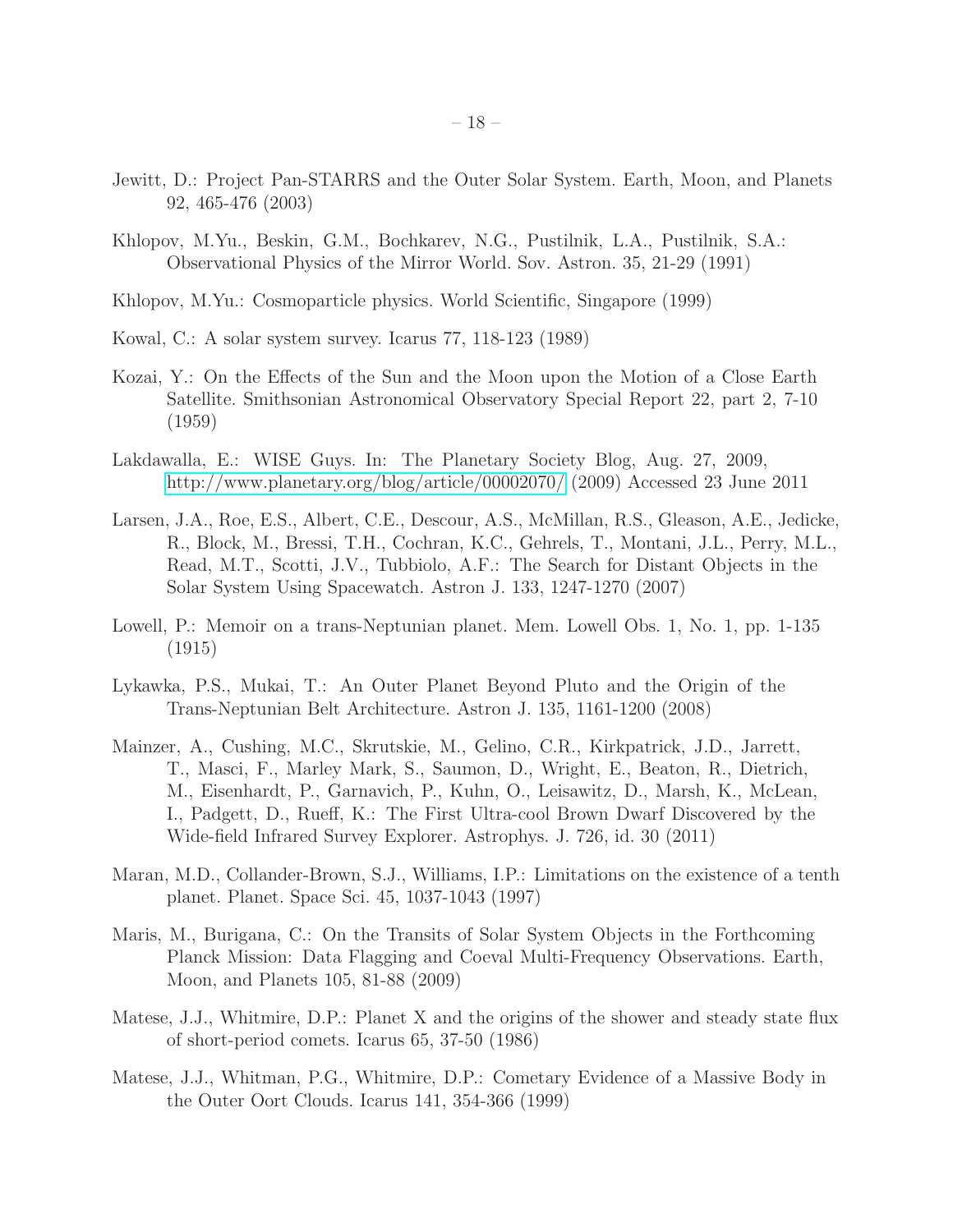Jewitt, D.: Project Pan-STARRS and the Outer Solar System. Earth, Moon, and Planets 92, 465-476 (2003)

Khlopov, M.Yu., Beskin, G.M., Bochkarev, N.G., Pustilnik, L.A., Pustilnik, S.A.: Observational Physics of the Mirror World. Sov. Astron. 35, 21-29 (1991)

Khlopov, M.Yu.: Cosmoparticle physics. World Scientific, Singapore (1999)

Kowal, C.: A solar system survey. Icarus 77, 118-123 (1989)

Kozai, Y.: On the Effects of the Sun and the Moon upon the Motion of a Close Earth Satellite. Smithsonian Astronomical Observatory Special Report 22, part 2, 7-10 (1959)

Lakdawalla, E.: WISE Guys. In: The Planetary Society Blog, Aug. 27, 2009, http://www.planetary.org/blog/article/00002070/ (2009) Accessed 23 June 2011

Larsen, J.A., Roe, E.S., Albert, C.E., Descour, A.S., McMillan, R.S., Gleason, A.E., Jedicke, R., Block, M., Bressi, T.H., Cochran, K.C., Gehrels, T., Montani, J.L., Perry, M.L., Read, M.T., Scotti, J.V., Tubbiolo, A.F.: The Search for Distant Objects in the Solar System Using Spacewatch. Astron J. 133, 1247-1270 (2007)

Lowell, P.: Memoir on a trans-Neptunian planet. Mem. Lowell Obs. 1, No. 1, pp. 1-135 (1915)

Lykawka, P.S., Mukai, T.: An Outer Planet Beyond Pluto and the Origin of the Trans-Neptunian Belt Architecture. Astron J. 135, 1161-1200 (2008)

Mainzer, A., Cushing, M.C., Skrutskie, M., Gelino, C.R., Kirkpatrick, J.D., Jarrett, T., Masci, F., Marley Mark, S., Saumon, D., Wright, E., Beaton, R., Dietrich, M., Eisenhardt, P., Garnavich, P., Kuhn, O., Leisawitz, D., Marsh, K., McLean, I., Padgett, D., Rueff, K.: The First Ultra-cool Brown Dwarf Discovered by the Wide-field Infrared Survey Explorer. Astrophys. J. 726, id. 30 (2011)

Maran, M.D., Collander-Brown, S.J., Williams, I.P.: Limitations on the existence of a tenth planet. Planet. Space Sci. 45, 1037-1043 (1997)

Maris, M., Burigana, C.: On the Transits of Solar System Objects in the Forthcoming Planck Mission: Data Flagging and Coeval Multi-Frequency Observations. Earth, Moon, and Planets 105, 81-88 (2009)

Matese, J.J., Whitmire, D.P.: Planet X and the origins of the shower and steady state flux of short-period comets. Icarus 65, 37-50 (1986)

Matese, J.J., Whitman, P.G., Whitmire, D.P.: Cometary Evidence of a Massive Body in the Outer Oort Clouds. Icarus 141, 354-366 (1999)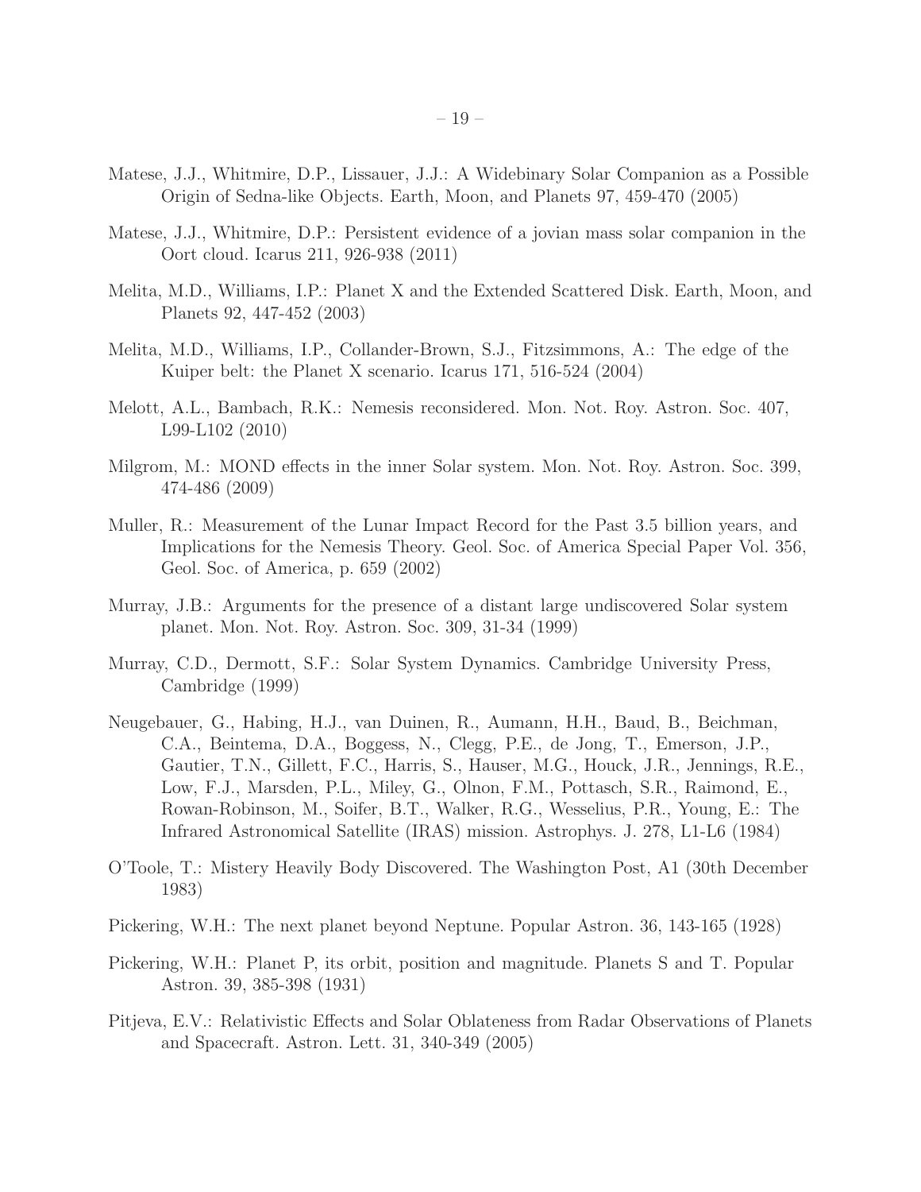Matese, J.J., Whitmire, D.P., Lissauer, J.J.: A Widebinary Solar Companion as a Possible Origin of Sedna-like Objects. Earth, Moon, and Planets 97, 459-470 (2005)

Matese, J.J., Whitmire, D.P.: Persistent evidence of a jovian mass solar companion in the Oort cloud. Icarus 211, 926-938 (2011)

Melita, M.D., Williams, I.P.: Planet X and the Extended Scattered Disk. Earth, Moon, and Planets 92, 447-452 (2003)

Melita, M.D., Williams, I.P., Collander-Brown, S.J., Fitzsimmons, A.: The edge of the Kuiper belt: the Planet X scenario. Icarus 171, 516-524 (2004)

Melott, A.L., Bambach, R.K.: Nemesis reconsidered. Mon. Not. Roy. Astron. Soc. 407, L99-L102 (2010)

Milgrom, M.: MOND effects in the inner Solar system. Mon. Not. Roy. Astron. Soc. 399, 474-486 (2009)

Muller, R.: Measurement of the Lunar Impact Record for the Past 3.5 billion years, and Implications for the Nemesis Theory. Geol. Soc. of America Special Paper Vol. 356, Geol. Soc. of America, p. 659 (2002)

Murray, J.B.: Arguments for the presence of a distant large undiscovered Solar system planet. Mon. Not. Roy. Astron. Soc. 309, 31-34 (1999)

Murray, C.D., Dermott, S.F.: Solar System Dynamics. Cambridge University Press, Cambridge (1999)

Neugebauer, G., Habing, H.J., van Duinen, R., Aumann, H.H., Baud, B., Beichman, C.A., Beintema, D.A., Boggess, N., Clegg, P.E., de Jong, T., Emerson, J.P., Gautier, T.N., Gillett, F.C., Harris, S., Hauser, M.G., Houck, J.R., Jennings, R.E., Low, F.J., Marsden, P.L., Miley, G., Olnon, F.M., Pottasch, S.R., Raimond, E., Rowan-Robinson, M., Soifer, B.T., Walker, R.G., Wesselius, P.R., Young, E.: The Infrared Astronomical Satellite (IRAS) mission. Astrophys. J. 278, L1-L6 (1984)

O'Toole, T.: Mistery Heavily Body Discovered. The Washington Post, A1 (30th December 1983)

Pickering, W.H.: The next planet beyond Neptune. Popular Astron. 36, 143-165 (1928)

Pickering, W.H.: Planet P, its orbit, position and magnitude. Planets S and T. Popular Astron. 39, 385-398 (1931)

Pitjeva, E.V.: Relativistic Effects and Solar Oblateness from Radar Observations of Planets and Spacecraft. Astron. Lett. 31, 340-349 (2005)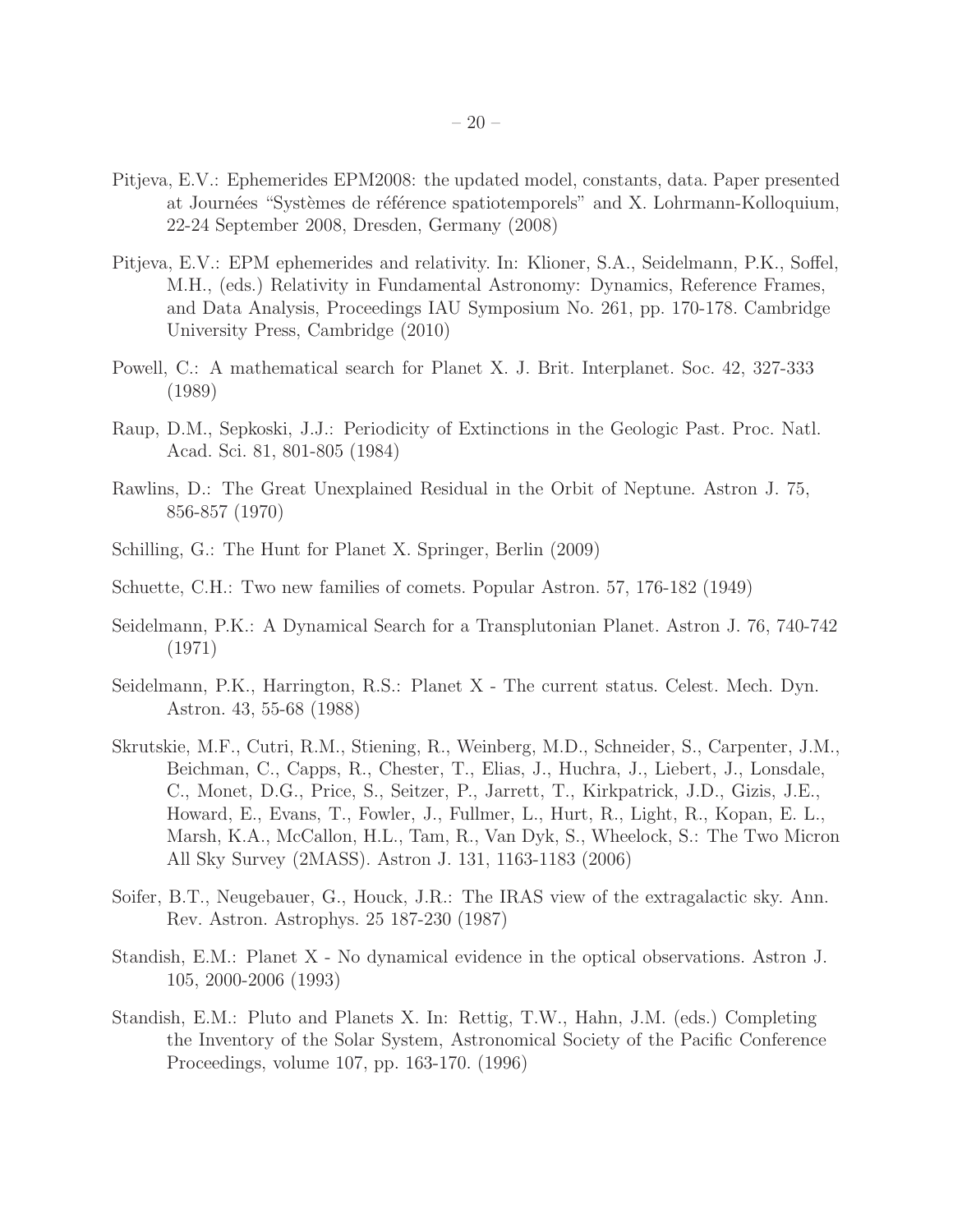Pitjeva, E.V.: Ephemerides EPM2008: the updated model, constants, data. Paper presented at Journées “Systèmes de référence spatiotemporels” and X. Lohrmann-Kolloquium, 22-24 September 2008, Dresden, Germany (2008)

Pitjeva, E.V.: EPM ephemerides and relativity. In: Klioner, S.A., Seidelmann, P.K., Soffel, M.H., (eds.) Relativity in Fundamental Astronomy: Dynamics, Reference Frames, and Data Analysis, Proceedings IAU Symposium No. 261, pp. 170-178. Cambridge University Press, Cambridge (2010)

Powell, C.: A mathematical search for Planet X. J. Brit. Interplanet. Soc. 42, 327-333 (1989)

Raup, D.M., Sepkoski, J.J.: Periodicity of Extinctions in the Geologic Past. Proc. Natl. Acad. Sci. 81, 801-805 (1984)

Rawlins, D.: The Great Unexplained Residual in the Orbit of Neptune. Astron J. 75, 856-857 (1970)

Schilling, G.: The Hunt for Planet X. Springer, Berlin (2009)

Schuette, C.H.: Two new families of comets. Popular Astron. 57, 176-182 (1949)

Seidelmann, P.K.: A Dynamical Search for a Transplutonian Planet. Astron J. 76, 740-742 (1971)

Seidelmann, P.K., Harrington, R.S.: Planet X - The current status. Celest. Mech. Dyn. Astron. 43, 55-68 (1988)

Skrutskie, M.F., Cutri, R.M., Stiening, R., Weinberg, M.D., Schneider, S., Carpenter, J.M., Beichman, C., Capps, R., Chester, T., Elias, J., Huchra, J., Liebert, J., Lonsdale, C., Monet, D.G., Price, S., Seitzer, P., Jarrett, T., Kirkpatrick, J.D., Gizis, J.E., Howard, E., Evans, T., Fowler, J., Fullmer, L., Hurt, R., Light, R., Kopan, E. L., Marsh, K.A., McCallon, H.L., Tam, R., Van Dyk, S., Wheelock, S.: The Two Micron All Sky Survey (2MASS). Astron J. 131, 1163-1183 (2006)

Soifer, B.T., Neugebauer, G., Houck, J.R.: The IRAS view of the extragalactic sky. Ann. Rev. Astron. Astrophys. 25 187-230 (1987)

Standish, E.M.: Planet X - No dynamical evidence in the optical observations. Astron J. 105, 2000-2006 (1993)

Standish, E.M.: Pluto and Planets X. In: Rettig, T.W., Hahn, J.M. (eds.) Completing the Inventory of the Solar System, Astronomical Society of the Pacific Conference Proceedings, volume 107, pp. 163-170. (1996)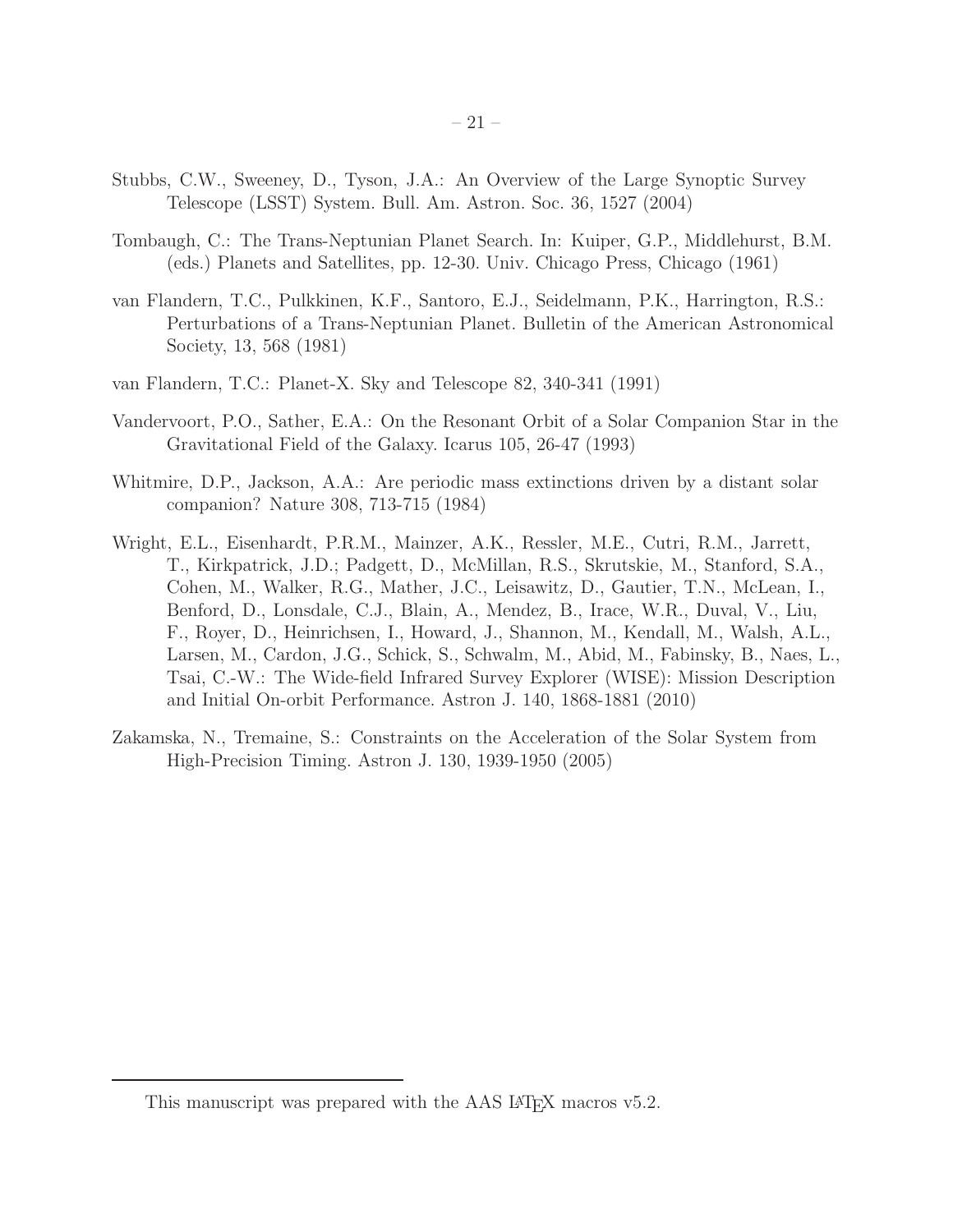Stubbs, C.W., Sweeney, D., Tyson, J.A.: An Overview of the Large Synoptic Survey Telescope (LSST) System. Bull. Am. Astron. Soc. 36, 1527 (2004)

Tombaugh, C.: The Trans-Neptunian Planet Search. In: Kuiper, G.P., Middlehurst, B.M. (eds.) Planets and Satellites, pp. 12-30. Univ. Chicago Press, Chicago (1961)

van Flandern, T.C., Pulkkinen, K.F., Santoro, E.J., Seidelmann, P.K., Harrington, R.S.: Perturbations of a Trans-Neptunian Planet. Bulletin of the American Astronomical Society, 13, 568 (1981)

van Flandern, T.C.: Planet-X. Sky and Telescope 82, 340-341 (1991)

Vandervoort, P.O., Sather, E.A.: On the Resonant Orbit of a Solar Companion Star in the Gravitational Field of the Galaxy. Icarus 105, 26-47 (1993)

Whitmire, D.P., Jackson, A.A.: Are periodic mass extinctions driven by a distant solar companion? Nature 308, 713-715 (1984)

Wright, E.L., Eisenhardt, P.R.M., Mainzer, A.K., Ressler, M.E., Cutri, R.M., Jarrett, T., Kirkpatrick, J.D.; Padgett, D., McMillan, R.S., Skrutskie, M., Stanford, S.A., Cohen, M., Walker, R.G., Mather, J.C., Leisawitz, D., Gautier, T.N., McLean, I., Benford, D., Lonsdale, C.J., Blain, A., Mendez, B., Irace, W.R., Duval, V., Liu, F., Royer, D., Heinrichsen, I., Howard, J., Shannon, M., Kendall, M., Walsh, A.L., Larsen, M., Cardon, J.G., Schick, S., Schwalm, M., Abid, M., Fabinsky, B., Naes, L., Tsai, C.-W.: The Wide-field Infrared Survey Explorer (WISE): Mission Description and Initial On-orbit Performance. Astron J. 140, 1868-1881 (2010)

Zakamska, N., Tremaine, S.: Constraints on the Acceleration of the Solar System from High-Precision Timing. Astron J. 130, 1939-1950 (2005)

This manuscript was prepared with the AAS LaTeX macros v5.2.